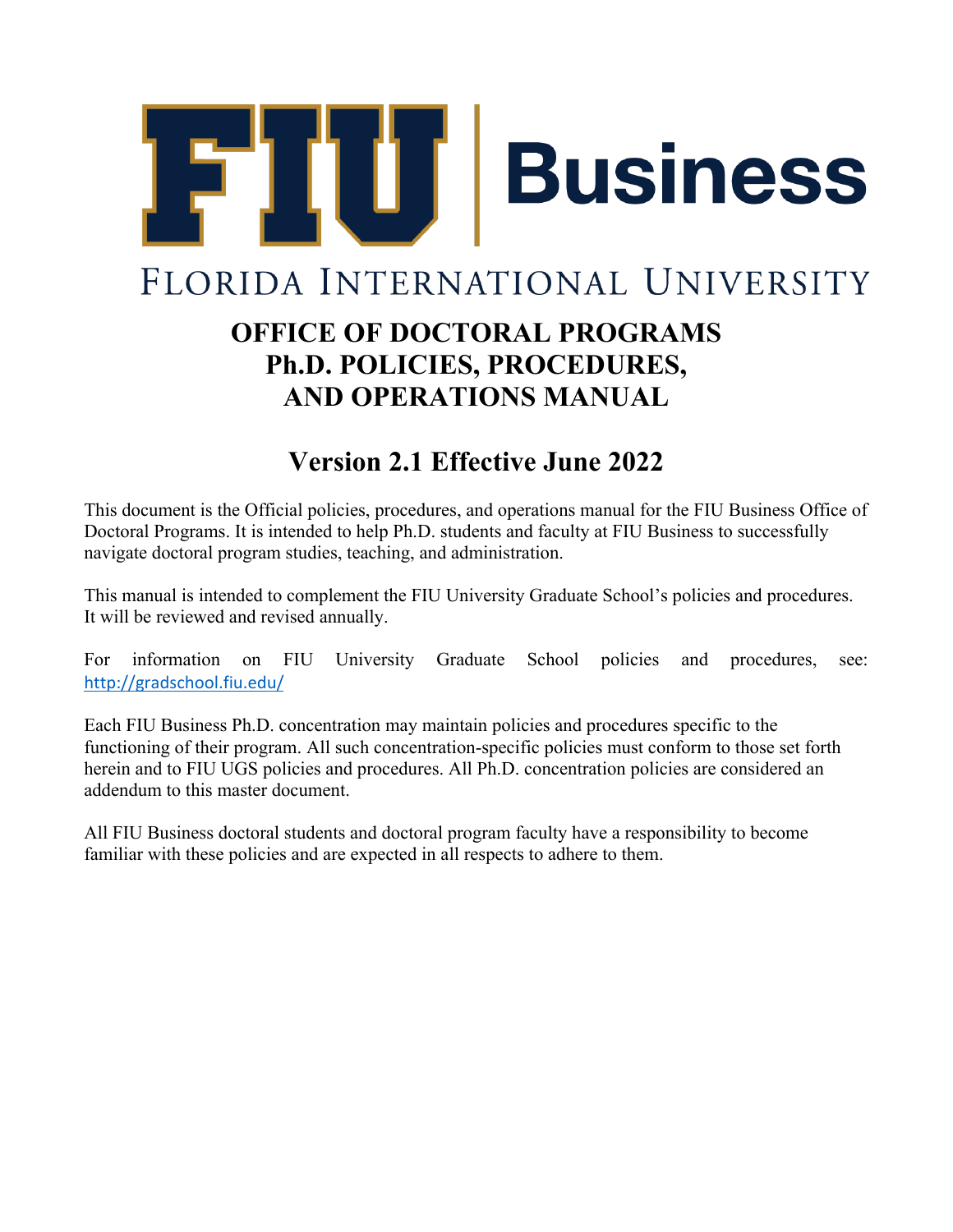# FIU Business

FLORIDA INTERNATIONAL UNIVERSITY

## OFFICE OF DOCTORAL PROGRAMS
## Ph.D. POLICIES, PROCEDURES, AND OPERATIONS MANUAL

## Version 2.1 Effective June 2022

This document is the Official policies, procedures, and operations manual for the FIU Business Office of Doctoral Programs. It is intended to help Ph.D. students and faculty at FIU Business to successfully navigate doctoral program studies, teaching, and administration.

This manual is intended to complement the FIU University Graduate School's policies and procedures. It will be reviewed and revised annually.

For information on FIU University Graduate School policies and procedures, see: http://gradschool.fiu.edu/

Each FIU Business Ph.D. concentration may maintain policies and procedures specific to the functioning of their program. All such concentration-specific policies must conform to those set forth herein and to FIU UGS policies and procedures. All Ph.D. concentration policies are considered an addendum to this master document.

All FIU Business doctoral students and doctoral program faculty have a responsibility to become familiar with these policies and are expected in all respects to adhere to them.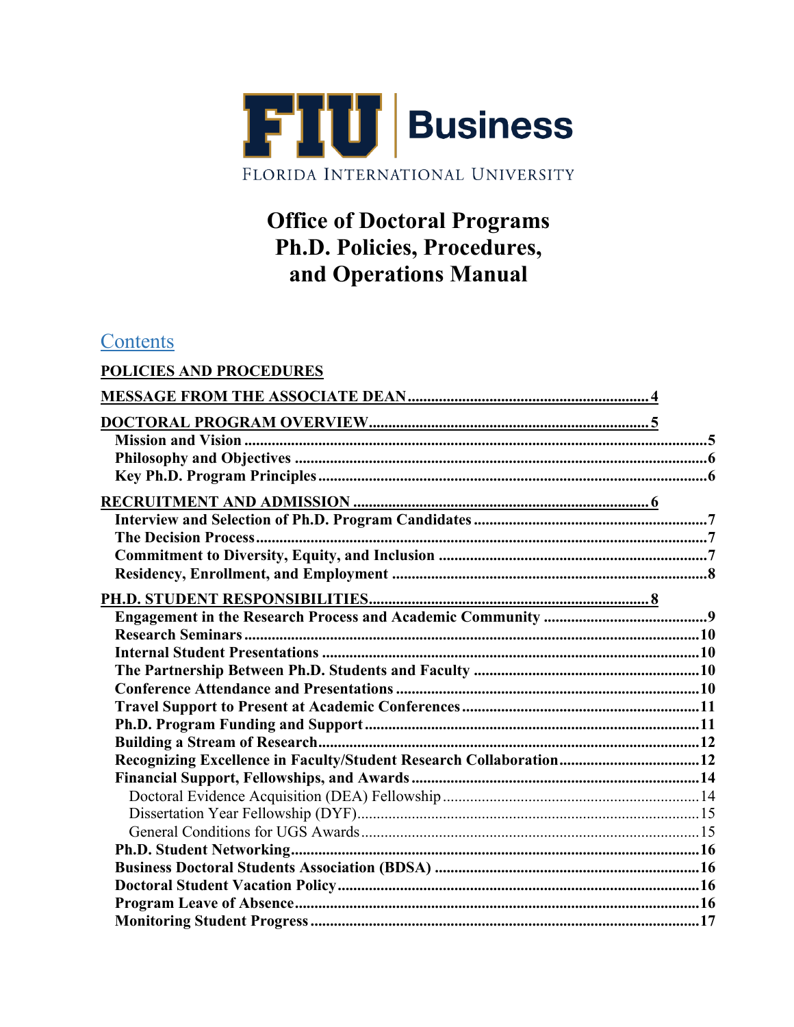FIU | Business

FLORIDA INTERNATIONAL UNIVERSITY

# Office of Doctoral Programs
# Ph.D. Policies, Procedures, and Operations Manual

## Contents

**POLICIES AND PROCEDURES**

**MESSAGE FROM THE ASSOCIATE DEAN** ..... 4

**DOCTORAL PROGRAM OVERVIEW** ..... 5
- **Mission and Vision** ..... 5
- **Philosophy and Objectives** ..... 6
- **Key Ph.D. Program Principles** ..... 6

**RECRUITMENT AND ADMISSION** ..... 6
- **Interview and Selection of Ph.D. Program Candidates** ..... 7
- **The Decision Process** ..... 7
- **Commitment to Diversity, Equity, and Inclusion** ..... 7
- **Residency, Enrollment, and Employment** ..... 8

**PH.D. STUDENT RESPONSIBILITIES** ..... 8
- **Engagement in the Research Process and Academic Community** ..... 9
- **Research Seminars** ..... 10
- **Internal Student Presentations** ..... 10
- **The Partnership Between Ph.D. Students and Faculty** ..... 10
- **Conference Attendance and Presentations** ..... 10
- **Travel Support to Present at Academic Conferences** ..... 11
- **Ph.D. Program Funding and Support** ..... 11
- **Building a Stream of Research** ..... 12
- **Recognizing Excellence in Faculty/Student Research Collaboration** ..... 12
- **Financial Support, Fellowships, and Awards** ..... 14
  - Doctoral Evidence Acquisition (DEA) Fellowship ..... 14
  - Dissertation Year Fellowship (DYF) ..... 15
  - General Conditions for UGS Awards ..... 15
- **Ph.D. Student Networking** ..... 16
- **Business Doctoral Students Association (BDSA)** ..... 16
- **Doctoral Student Vacation Policy** ..... 16
- **Program Leave of Absence** ..... 16
- **Monitoring Student Progress** ..... 17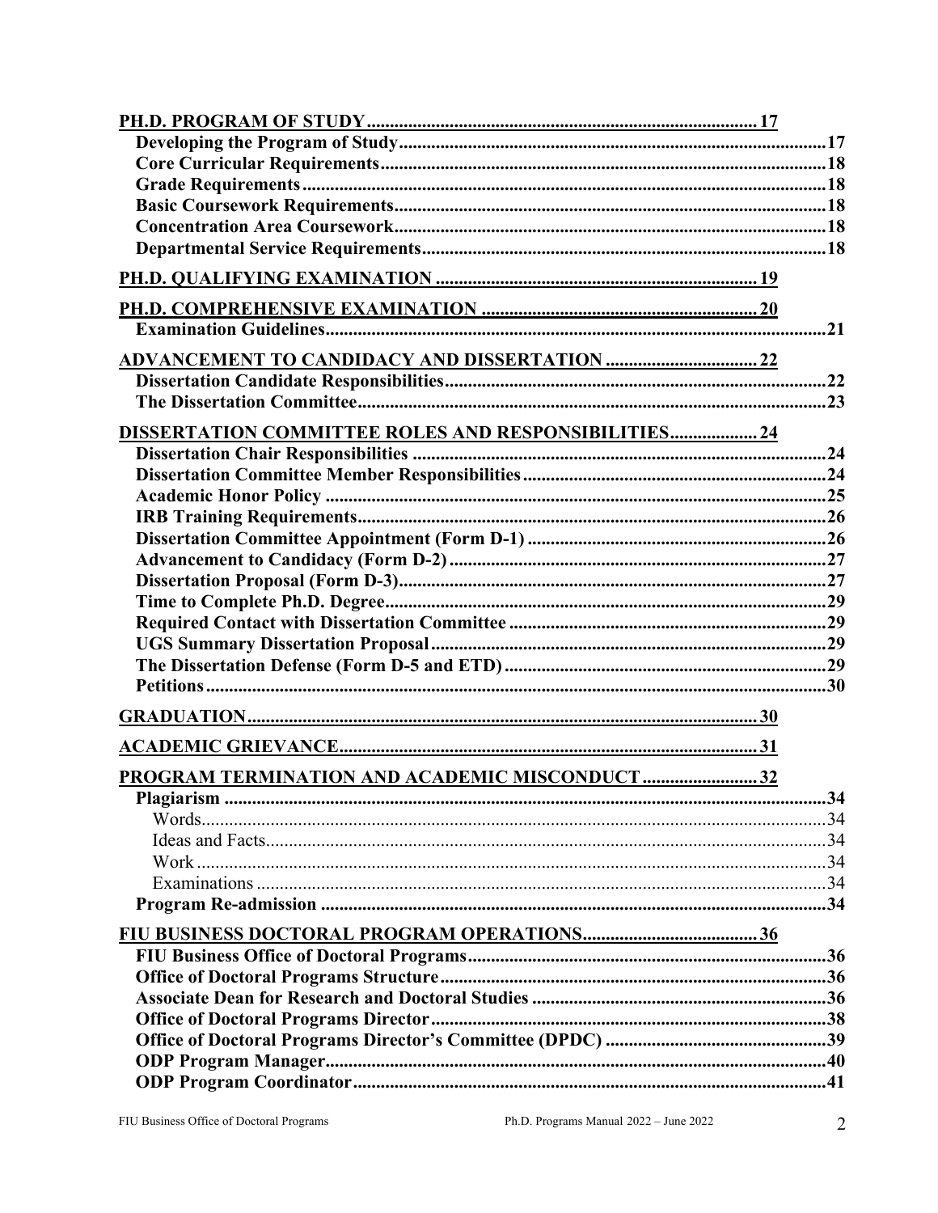**PH.D. PROGRAM OF STUDY** .................... 17
- **Developing the Program of Study** .................... 17
- **Core Curricular Requirements** .................... 18
- **Grade Requirements** .................... 18
- **Basic Coursework Requirements** .................... 18
- **Concentration Area Coursework** .................... 18
- **Departmental Service Requirements** .................... 18

**PH.D. QUALIFYING EXAMINATION** .................... 19

**PH.D. COMPREHENSIVE EXAMINATION** .................... 20
- **Examination Guidelines** .................... 21

**ADVANCEMENT TO CANDIDACY AND DISSERTATION** .................... 22
- **Dissertation Candidate Responsibilities** .................... 22
- **The Dissertation Committee** .................... 23

**DISSERTATION COMMITTEE ROLES AND RESPONSIBILITIES** .................... 24
- **Dissertation Chair Responsibilities** .................... 24
- **Dissertation Committee Member Responsibilities** .................... 24
- **Academic Honor Policy** .................... 25
- **IRB Training Requirements** .................... 26
- **Dissertation Committee Appointment (Form D-1)** .................... 26
- **Advancement to Candidacy (Form D-2)** .................... 27
- **Dissertation Proposal (Form D-3)** .................... 27
- **Time to Complete Ph.D. Degree** .................... 29
- **Required Contact with Dissertation Committee** .................... 29
- **UGS Summary Dissertation Proposal** .................... 29
- **The Dissertation Defense (Form D-5 and ETD)** .................... 29
- **Petitions** .................... 30

**GRADUATION** .................... 30

**ACADEMIC GRIEVANCE** .................... 31

**PROGRAM TERMINATION AND ACADEMIC MISCONDUCT** .................... 32
- **Plagiarism** .................... 34
  - Words .................... 34
  - Ideas and Facts .................... 34
  - Work .................... 34
  - Examinations .................... 34
- **Program Re-admission** .................... 34

**FIU BUSINESS DOCTORAL PROGRAM OPERATIONS** .................... 36
- **FIU Business Office of Doctoral Programs** .................... 36
- **Office of Doctoral Programs Structure** .................... 36
- **Associate Dean for Research and Doctoral Studies** .................... 36
- **Office of Doctoral Programs Director** .................... 38
- **Office of Doctoral Programs Director's Committee (DPDC)** .................... 39
- **ODP Program Manager** .................... 40
- **ODP Program Coordinator** .................... 41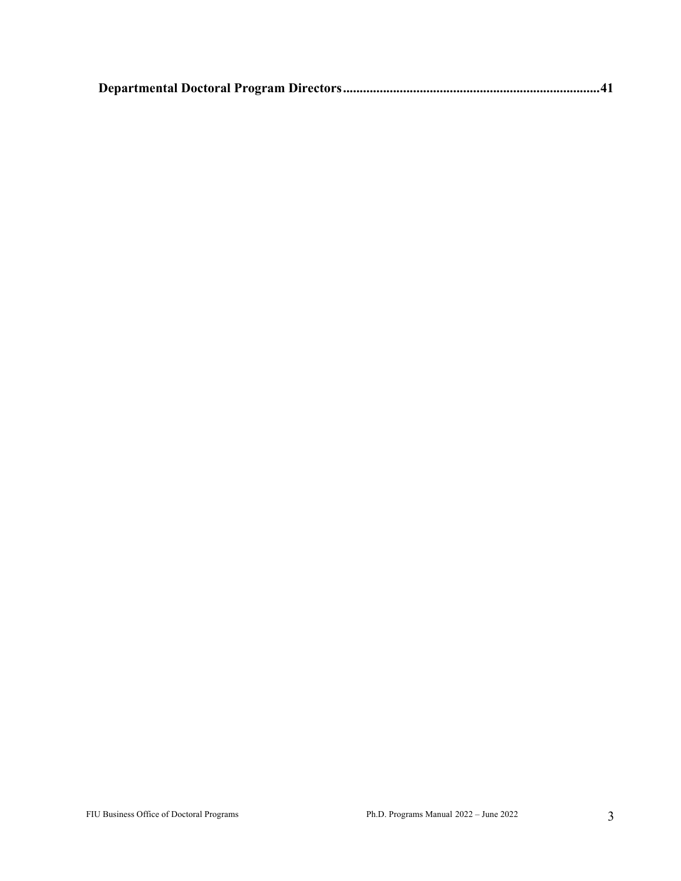**Departmental Doctoral Program Directors............................................................................41**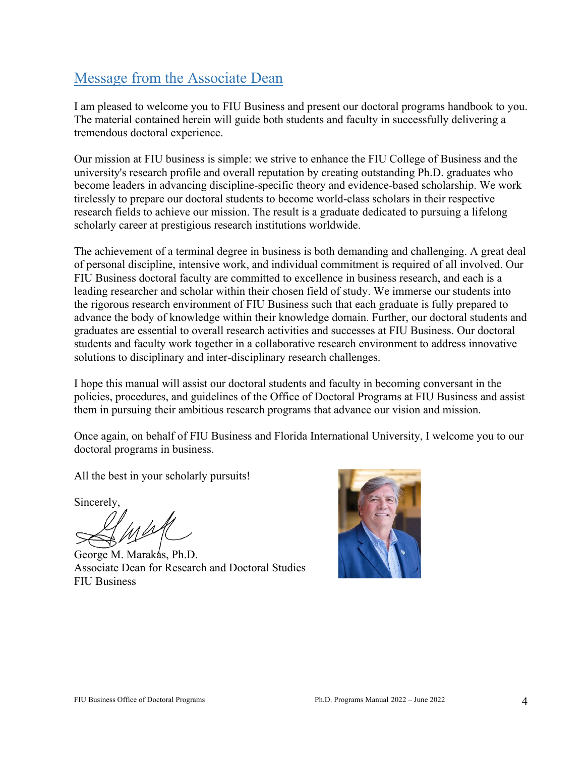## Message from the Associate Dean

I am pleased to welcome you to FIU Business and present our doctoral programs handbook to you. The material contained herein will guide both students and faculty in successfully delivering a tremendous doctoral experience.

Our mission at FIU business is simple: we strive to enhance the FIU College of Business and the university's research profile and overall reputation by creating outstanding Ph.D. graduates who become leaders in advancing discipline-specific theory and evidence-based scholarship. We work tirelessly to prepare our doctoral students to become world-class scholars in their respective research fields to achieve our mission. The result is a graduate dedicated to pursuing a lifelong scholarly career at prestigious research institutions worldwide.

The achievement of a terminal degree in business is both demanding and challenging. A great deal of personal discipline, intensive work, and individual commitment is required of all involved. Our FIU Business doctoral faculty are committed to excellence in business research, and each is a leading researcher and scholar within their chosen field of study. We immerse our students into the rigorous research environment of FIU Business such that each graduate is fully prepared to advance the body of knowledge within their knowledge domain. Further, our doctoral students and graduates are essential to overall research activities and successes at FIU Business. Our doctoral students and faculty work together in a collaborative research environment to address innovative solutions to disciplinary and inter-disciplinary research challenges.

I hope this manual will assist our doctoral students and faculty in becoming conversant in the policies, procedures, and guidelines of the Office of Doctoral Programs at FIU Business and assist them in pursuing their ambitious research programs that advance our vision and mission.

Once again, on behalf of FIU Business and Florida International University, I welcome you to our doctoral programs in business.

All the best in your scholarly pursuits!

Sincerely,

George M. Marakas, Ph.D.
Associate Dean for Research and Doctoral Studies
FIU Business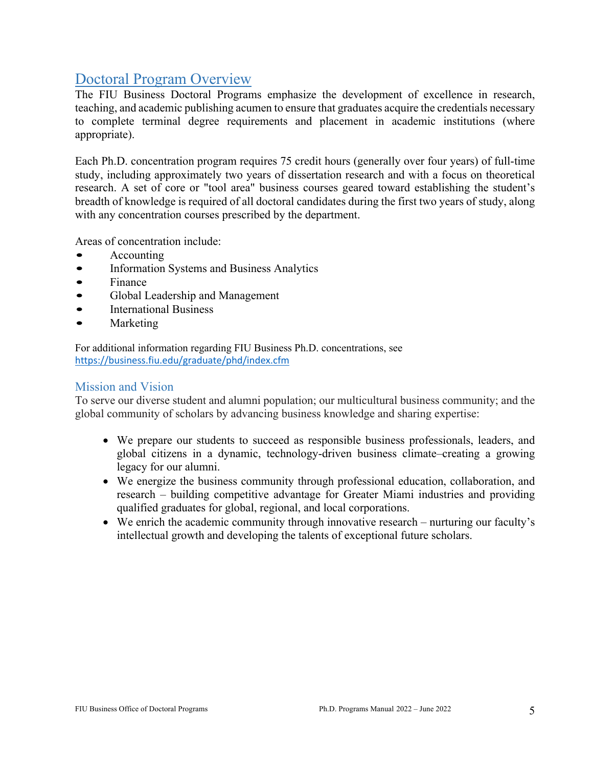## Doctoral Program Overview

The FIU Business Doctoral Programs emphasize the development of excellence in research, teaching, and academic publishing acumen to ensure that graduates acquire the credentials necessary to complete terminal degree requirements and placement in academic institutions (where appropriate).

Each Ph.D. concentration program requires 75 credit hours (generally over four years) of full-time study, including approximately two years of dissertation research and with a focus on theoretical research. A set of core or "tool area" business courses geared toward establishing the student's breadth of knowledge is required of all doctoral candidates during the first two years of study, along with any concentration courses prescribed by the department.

Areas of concentration include:

- Accounting
- Information Systems and Business Analytics
- Finance
- Global Leadership and Management
- International Business
- Marketing

For additional information regarding FIU Business Ph.D. concentrations, see https://business.fiu.edu/graduate/phd/index.cfm

### Mission and Vision

To serve our diverse student and alumni population; our multicultural business community; and the global community of scholars by advancing business knowledge and sharing expertise:

- We prepare our students to succeed as responsible business professionals, leaders, and global citizens in a dynamic, technology-driven business climate–creating a growing legacy for our alumni.
- We energize the business community through professional education, collaboration, and research – building competitive advantage for Greater Miami industries and providing qualified graduates for global, regional, and local corporations.
- We enrich the academic community through innovative research – nurturing our faculty's intellectual growth and developing the talents of exceptional future scholars.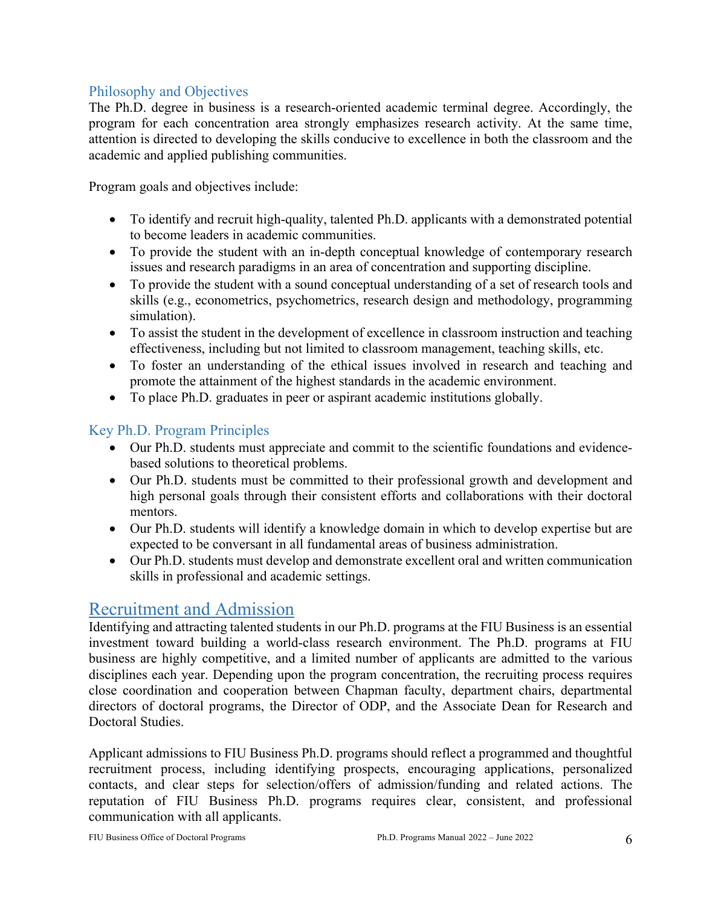## Philosophy and Objectives

The Ph.D. degree in business is a research-oriented academic terminal degree. Accordingly, the program for each concentration area strongly emphasizes research activity. At the same time, attention is directed to developing the skills conducive to excellence in both the classroom and the academic and applied publishing communities.

Program goals and objectives include:

- To identify and recruit high-quality, talented Ph.D. applicants with a demonstrated potential to become leaders in academic communities.
- To provide the student with an in-depth conceptual knowledge of contemporary research issues and research paradigms in an area of concentration and supporting discipline.
- To provide the student with a sound conceptual understanding of a set of research tools and skills (e.g., econometrics, psychometrics, research design and methodology, programming simulation).
- To assist the student in the development of excellence in classroom instruction and teaching effectiveness, including but not limited to classroom management, teaching skills, etc.
- To foster an understanding of the ethical issues involved in research and teaching and promote the attainment of the highest standards in the academic environment.
- To place Ph.D. graduates in peer or aspirant academic institutions globally.

## Key Ph.D. Program Principles

- Our Ph.D. students must appreciate and commit to the scientific foundations and evidence-based solutions to theoretical problems.
- Our Ph.D. students must be committed to their professional growth and development and high personal goals through their consistent efforts and collaborations with their doctoral mentors.
- Our Ph.D. students will identify a knowledge domain in which to develop expertise but are expected to be conversant in all fundamental areas of business administration.
- Our Ph.D. students must develop and demonstrate excellent oral and written communication skills in professional and academic settings.

# Recruitment and Admission

Identifying and attracting talented students in our Ph.D. programs at the FIU Business is an essential investment toward building a world-class research environment. The Ph.D. programs at FIU business are highly competitive, and a limited number of applicants are admitted to the various disciplines each year. Depending upon the program concentration, the recruiting process requires close coordination and cooperation between Chapman faculty, department chairs, departmental directors of doctoral programs, the Director of ODP, and the Associate Dean for Research and Doctoral Studies.

Applicant admissions to FIU Business Ph.D. programs should reflect a programmed and thoughtful recruitment process, including identifying prospects, encouraging applications, personalized contacts, and clear steps for selection/offers of admission/funding and related actions. The reputation of FIU Business Ph.D. programs requires clear, consistent, and professional communication with all applicants.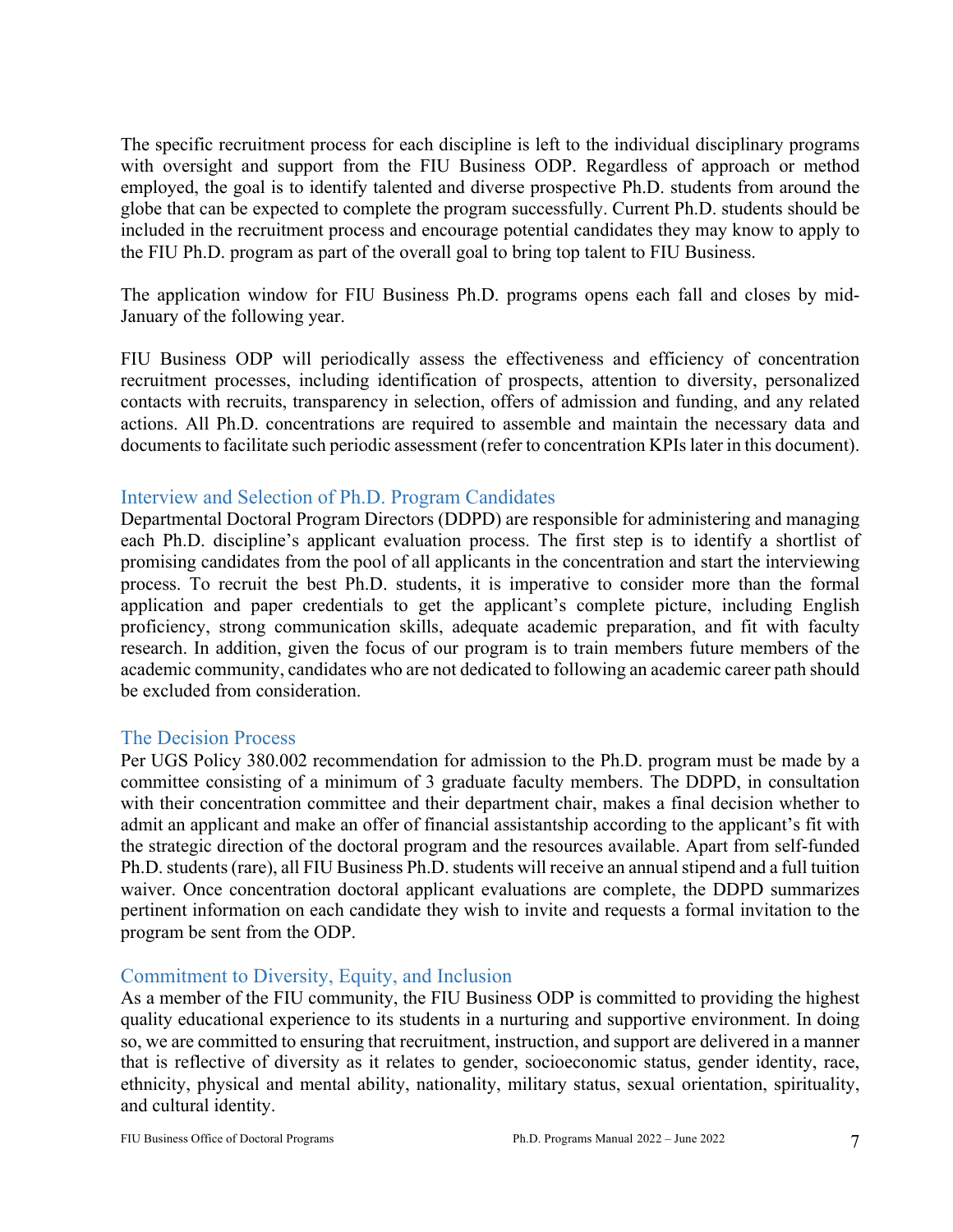The specific recruitment process for each discipline is left to the individual disciplinary programs with oversight and support from the FIU Business ODP. Regardless of approach or method employed, the goal is to identify talented and diverse prospective Ph.D. students from around the globe that can be expected to complete the program successfully. Current Ph.D. students should be included in the recruitment process and encourage potential candidates they may know to apply to the FIU Ph.D. program as part of the overall goal to bring top talent to FIU Business.

The application window for FIU Business Ph.D. programs opens each fall and closes by mid-January of the following year.

FIU Business ODP will periodically assess the effectiveness and efficiency of concentration recruitment processes, including identification of prospects, attention to diversity, personalized contacts with recruits, transparency in selection, offers of admission and funding, and any related actions. All Ph.D. concentrations are required to assemble and maintain the necessary data and documents to facilitate such periodic assessment (refer to concentration KPIs later in this document).

## Interview and Selection of Ph.D. Program Candidates

Departmental Doctoral Program Directors (DDPD) are responsible for administering and managing each Ph.D. discipline's applicant evaluation process. The first step is to identify a shortlist of promising candidates from the pool of all applicants in the concentration and start the interviewing process. To recruit the best Ph.D. students, it is imperative to consider more than the formal application and paper credentials to get the applicant's complete picture, including English proficiency, strong communication skills, adequate academic preparation, and fit with faculty research. In addition, given the focus of our program is to train members future members of the academic community, candidates who are not dedicated to following an academic career path should be excluded from consideration.

## The Decision Process

Per UGS Policy 380.002 recommendation for admission to the Ph.D. program must be made by a committee consisting of a minimum of 3 graduate faculty members. The DDPD, in consultation with their concentration committee and their department chair, makes a final decision whether to admit an applicant and make an offer of financial assistantship according to the applicant's fit with the strategic direction of the doctoral program and the resources available. Apart from self-funded Ph.D. students (rare), all FIU Business Ph.D. students will receive an annual stipend and a full tuition waiver. Once concentration doctoral applicant evaluations are complete, the DDPD summarizes pertinent information on each candidate they wish to invite and requests a formal invitation to the program be sent from the ODP.

## Commitment to Diversity, Equity, and Inclusion

As a member of the FIU community, the FIU Business ODP is committed to providing the highest quality educational experience to its students in a nurturing and supportive environment. In doing so, we are committed to ensuring that recruitment, instruction, and support are delivered in a manner that is reflective of diversity as it relates to gender, socioeconomic status, gender identity, race, ethnicity, physical and mental ability, nationality, military status, sexual orientation, spirituality, and cultural identity.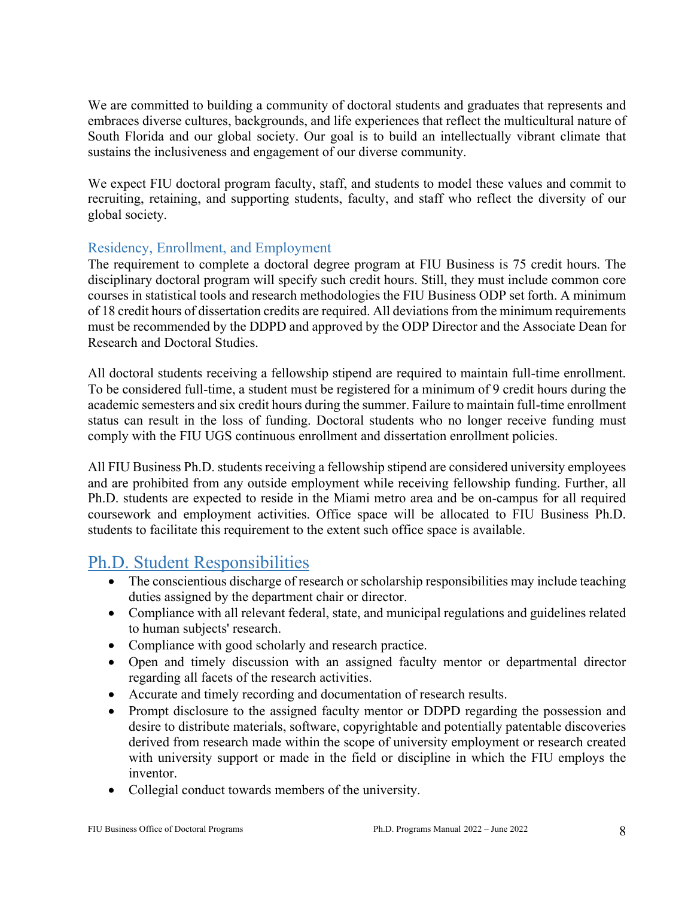We are committed to building a community of doctoral students and graduates that represents and embraces diverse cultures, backgrounds, and life experiences that reflect the multicultural nature of South Florida and our global society. Our goal is to build an intellectually vibrant climate that sustains the inclusiveness and engagement of our diverse community.

We expect FIU doctoral program faculty, staff, and students to model these values and commit to recruiting, retaining, and supporting students, faculty, and staff who reflect the diversity of our global society.

### Residency, Enrollment, and Employment

The requirement to complete a doctoral degree program at FIU Business is 75 credit hours. The disciplinary doctoral program will specify such credit hours. Still, they must include common core courses in statistical tools and research methodologies the FIU Business ODP set forth. A minimum of 18 credit hours of dissertation credits are required. All deviations from the minimum requirements must be recommended by the DDPD and approved by the ODP Director and the Associate Dean for Research and Doctoral Studies.

All doctoral students receiving a fellowship stipend are required to maintain full-time enrollment. To be considered full-time, a student must be registered for a minimum of 9 credit hours during the academic semesters and six credit hours during the summer. Failure to maintain full-time enrollment status can result in the loss of funding. Doctoral students who no longer receive funding must comply with the FIU UGS continuous enrollment and dissertation enrollment policies.

All FIU Business Ph.D. students receiving a fellowship stipend are considered university employees and are prohibited from any outside employment while receiving fellowship funding. Further, all Ph.D. students are expected to reside in the Miami metro area and be on-campus for all required coursework and employment activities. Office space will be allocated to FIU Business Ph.D. students to facilitate this requirement to the extent such office space is available.

## Ph.D. Student Responsibilities

- The conscientious discharge of research or scholarship responsibilities may include teaching duties assigned by the department chair or director.
- Compliance with all relevant federal, state, and municipal regulations and guidelines related to human subjects' research.
- Compliance with good scholarly and research practice.
- Open and timely discussion with an assigned faculty mentor or departmental director regarding all facets of the research activities.
- Accurate and timely recording and documentation of research results.
- Prompt disclosure to the assigned faculty mentor or DDPD regarding the possession and desire to distribute materials, software, copyrightable and potentially patentable discoveries derived from research made within the scope of university employment or research created with university support or made in the field or discipline in which the FIU employs the inventor.
- Collegial conduct towards members of the university.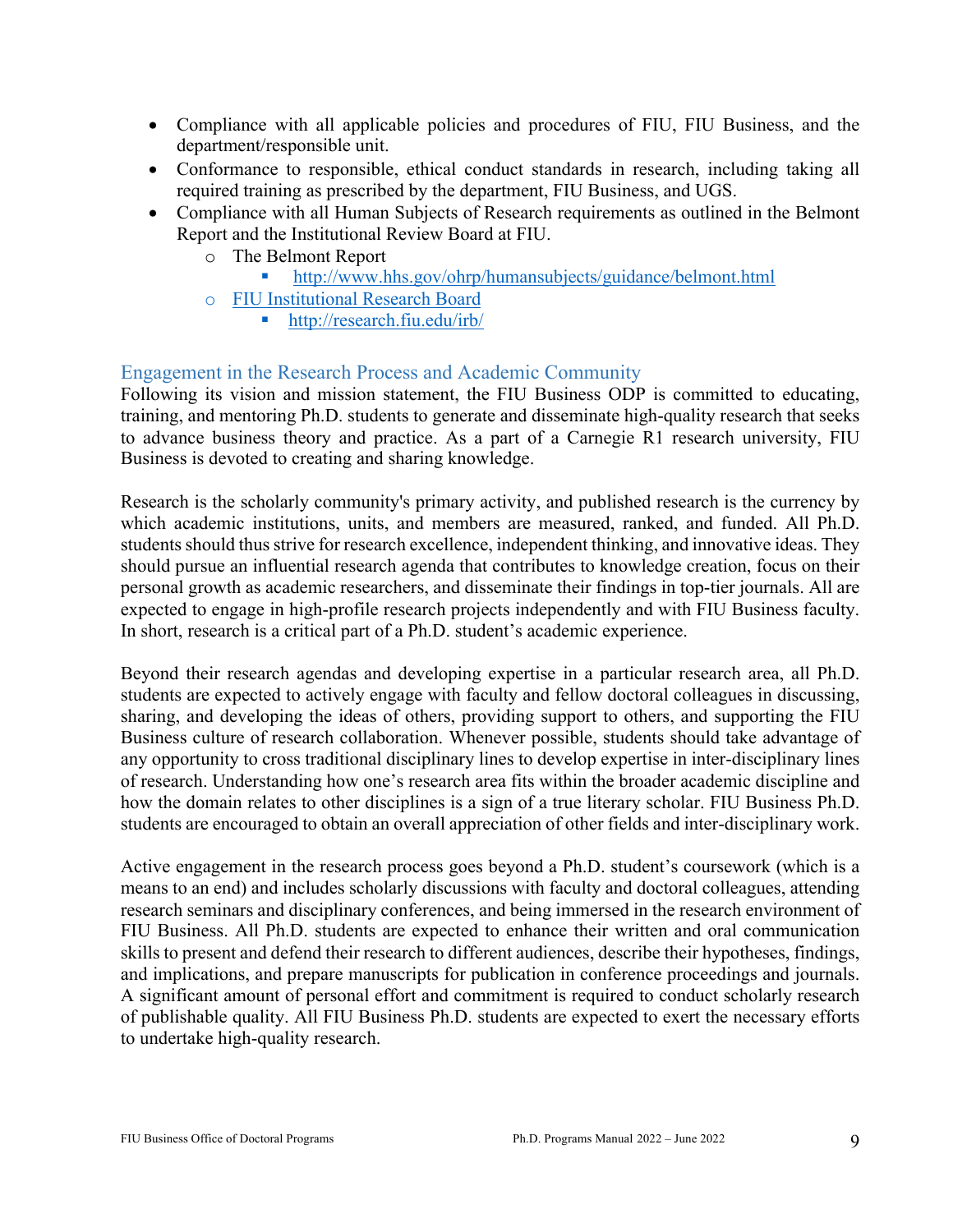- Compliance with all applicable policies and procedures of FIU, FIU Business, and the department/responsible unit.
- Conformance to responsible, ethical conduct standards in research, including taking all required training as prescribed by the department, FIU Business, and UGS.
- Compliance with all Human Subjects of Research requirements as outlined in the Belmont Report and the Institutional Review Board at FIU.
    - The Belmont Report
        - http://www.hhs.gov/ohrp/humansubjects/guidance/belmont.html
    - FIU Institutional Research Board
        - http://research.fiu.edu/irb/

## Engagement in the Research Process and Academic Community

Following its vision and mission statement, the FIU Business ODP is committed to educating, training, and mentoring Ph.D. students to generate and disseminate high-quality research that seeks to advance business theory and practice. As a part of a Carnegie R1 research university, FIU Business is devoted to creating and sharing knowledge.

Research is the scholarly community's primary activity, and published research is the currency by which academic institutions, units, and members are measured, ranked, and funded. All Ph.D. students should thus strive for research excellence, independent thinking, and innovative ideas. They should pursue an influential research agenda that contributes to knowledge creation, focus on their personal growth as academic researchers, and disseminate their findings in top-tier journals. All are expected to engage in high-profile research projects independently and with FIU Business faculty. In short, research is a critical part of a Ph.D. student's academic experience.

Beyond their research agendas and developing expertise in a particular research area, all Ph.D. students are expected to actively engage with faculty and fellow doctoral colleagues in discussing, sharing, and developing the ideas of others, providing support to others, and supporting the FIU Business culture of research collaboration. Whenever possible, students should take advantage of any opportunity to cross traditional disciplinary lines to develop expertise in inter-disciplinary lines of research. Understanding how one's research area fits within the broader academic discipline and how the domain relates to other disciplines is a sign of a true literary scholar. FIU Business Ph.D. students are encouraged to obtain an overall appreciation of other fields and inter-disciplinary work.

Active engagement in the research process goes beyond a Ph.D. student's coursework (which is a means to an end) and includes scholarly discussions with faculty and doctoral colleagues, attending research seminars and disciplinary conferences, and being immersed in the research environment of FIU Business. All Ph.D. students are expected to enhance their written and oral communication skills to present and defend their research to different audiences, describe their hypotheses, findings, and implications, and prepare manuscripts for publication in conference proceedings and journals. A significant amount of personal effort and commitment is required to conduct scholarly research of publishable quality. All FIU Business Ph.D. students are expected to exert the necessary efforts to undertake high-quality research.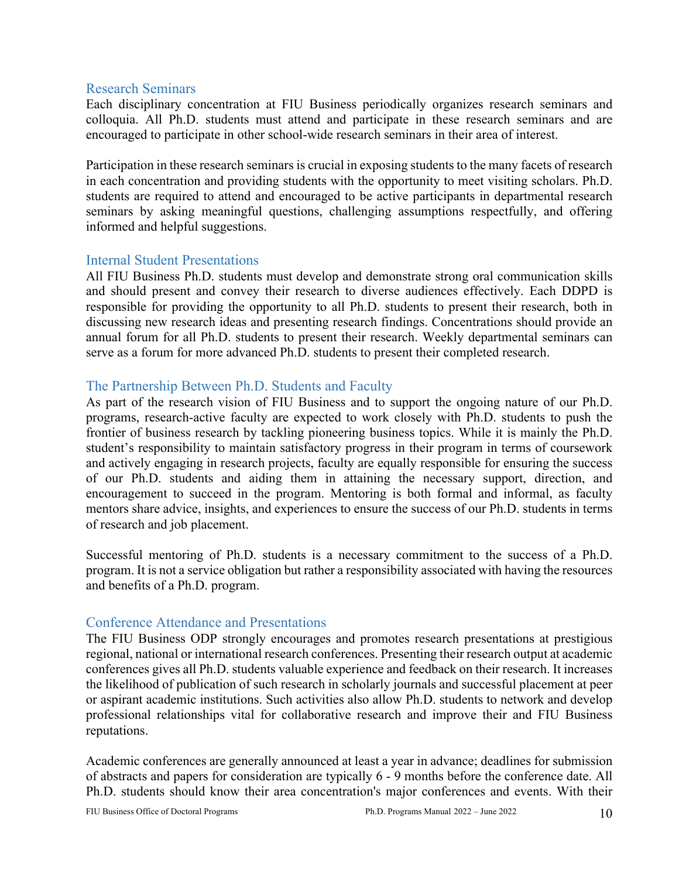## Research Seminars

Each disciplinary concentration at FIU Business periodically organizes research seminars and colloquia. All Ph.D. students must attend and participate in these research seminars and are encouraged to participate in other school-wide research seminars in their area of interest.

Participation in these research seminars is crucial in exposing students to the many facets of research in each concentration and providing students with the opportunity to meet visiting scholars. Ph.D. students are required to attend and encouraged to be active participants in departmental research seminars by asking meaningful questions, challenging assumptions respectfully, and offering informed and helpful suggestions.

## Internal Student Presentations

All FIU Business Ph.D. students must develop and demonstrate strong oral communication skills and should present and convey their research to diverse audiences effectively. Each DDPD is responsible for providing the opportunity to all Ph.D. students to present their research, both in discussing new research ideas and presenting research findings. Concentrations should provide an annual forum for all Ph.D. students to present their research. Weekly departmental seminars can serve as a forum for more advanced Ph.D. students to present their completed research.

## The Partnership Between Ph.D. Students and Faculty

As part of the research vision of FIU Business and to support the ongoing nature of our Ph.D. programs, research-active faculty are expected to work closely with Ph.D. students to push the frontier of business research by tackling pioneering business topics. While it is mainly the Ph.D. student's responsibility to maintain satisfactory progress in their program in terms of coursework and actively engaging in research projects, faculty are equally responsible for ensuring the success of our Ph.D. students and aiding them in attaining the necessary support, direction, and encouragement to succeed in the program. Mentoring is both formal and informal, as faculty mentors share advice, insights, and experiences to ensure the success of our Ph.D. students in terms of research and job placement.

Successful mentoring of Ph.D. students is a necessary commitment to the success of a Ph.D. program. It is not a service obligation but rather a responsibility associated with having the resources and benefits of a Ph.D. program.

## Conference Attendance and Presentations

The FIU Business ODP strongly encourages and promotes research presentations at prestigious regional, national or international research conferences. Presenting their research output at academic conferences gives all Ph.D. students valuable experience and feedback on their research. It increases the likelihood of publication of such research in scholarly journals and successful placement at peer or aspirant academic institutions. Such activities also allow Ph.D. students to network and develop professional relationships vital for collaborative research and improve their and FIU Business reputations.

Academic conferences are generally announced at least a year in advance; deadlines for submission of abstracts and papers for consideration are typically 6 - 9 months before the conference date. All Ph.D. students should know their area concentration's major conferences and events. With their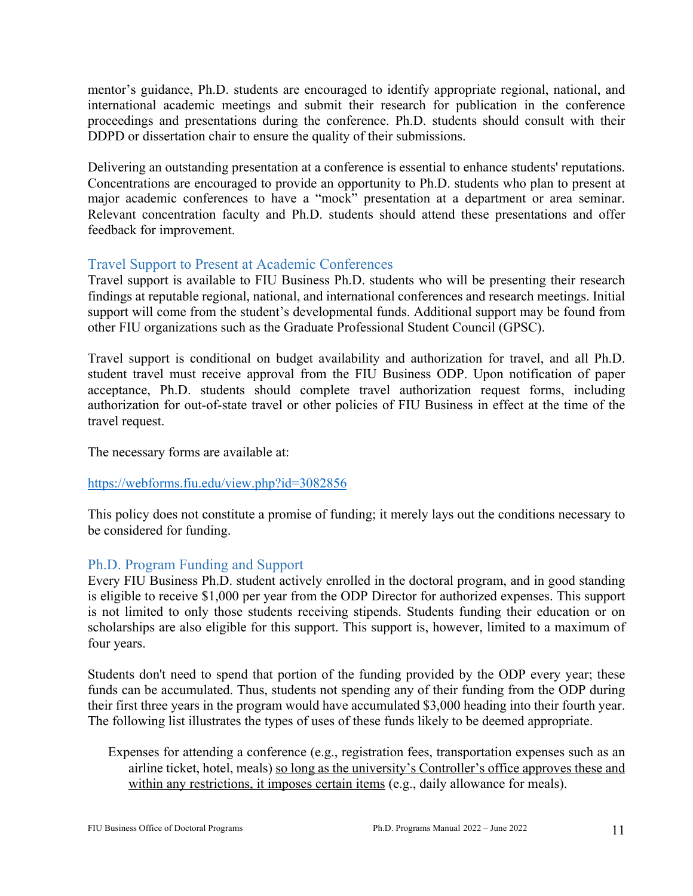mentor's guidance, Ph.D. students are encouraged to identify appropriate regional, national, and international academic meetings and submit their research for publication in the conference proceedings and presentations during the conference. Ph.D. students should consult with their DDPD or dissertation chair to ensure the quality of their submissions.

Delivering an outstanding presentation at a conference is essential to enhance students' reputations. Concentrations are encouraged to provide an opportunity to Ph.D. students who plan to present at major academic conferences to have a "mock" presentation at a department or area seminar. Relevant concentration faculty and Ph.D. students should attend these presentations and offer feedback for improvement.

## Travel Support to Present at Academic Conferences

Travel support is available to FIU Business Ph.D. students who will be presenting their research findings at reputable regional, national, and international conferences and research meetings. Initial support will come from the student's developmental funds. Additional support may be found from other FIU organizations such as the Graduate Professional Student Council (GPSC).

Travel support is conditional on budget availability and authorization for travel, and all Ph.D. student travel must receive approval from the FIU Business ODP. Upon notification of paper acceptance, Ph.D. students should complete travel authorization request forms, including authorization for out-of-state travel or other policies of FIU Business in effect at the time of the travel request.

The necessary forms are available at:

https://webforms.fiu.edu/view.php?id=3082856

This policy does not constitute a promise of funding; it merely lays out the conditions necessary to be considered for funding.

## Ph.D. Program Funding and Support

Every FIU Business Ph.D. student actively enrolled in the doctoral program, and in good standing is eligible to receive $1,000 per year from the ODP Director for authorized expenses. This support is not limited to only those students receiving stipends. Students funding their education or on scholarships are also eligible for this support. This support is, however, limited to a maximum of four years.

Students don't need to spend that portion of the funding provided by the ODP every year; these funds can be accumulated. Thus, students not spending any of their funding from the ODP during their first three years in the program would have accumulated $3,000 heading into their fourth year. The following list illustrates the types of uses of these funds likely to be deemed appropriate.

- Expenses for attending a conference (e.g., registration fees, transportation expenses such as an airline ticket, hotel, meals) <u>so long as the university's Controller's office approves these and within any restrictions, it imposes certain items</u> (e.g., daily allowance for meals).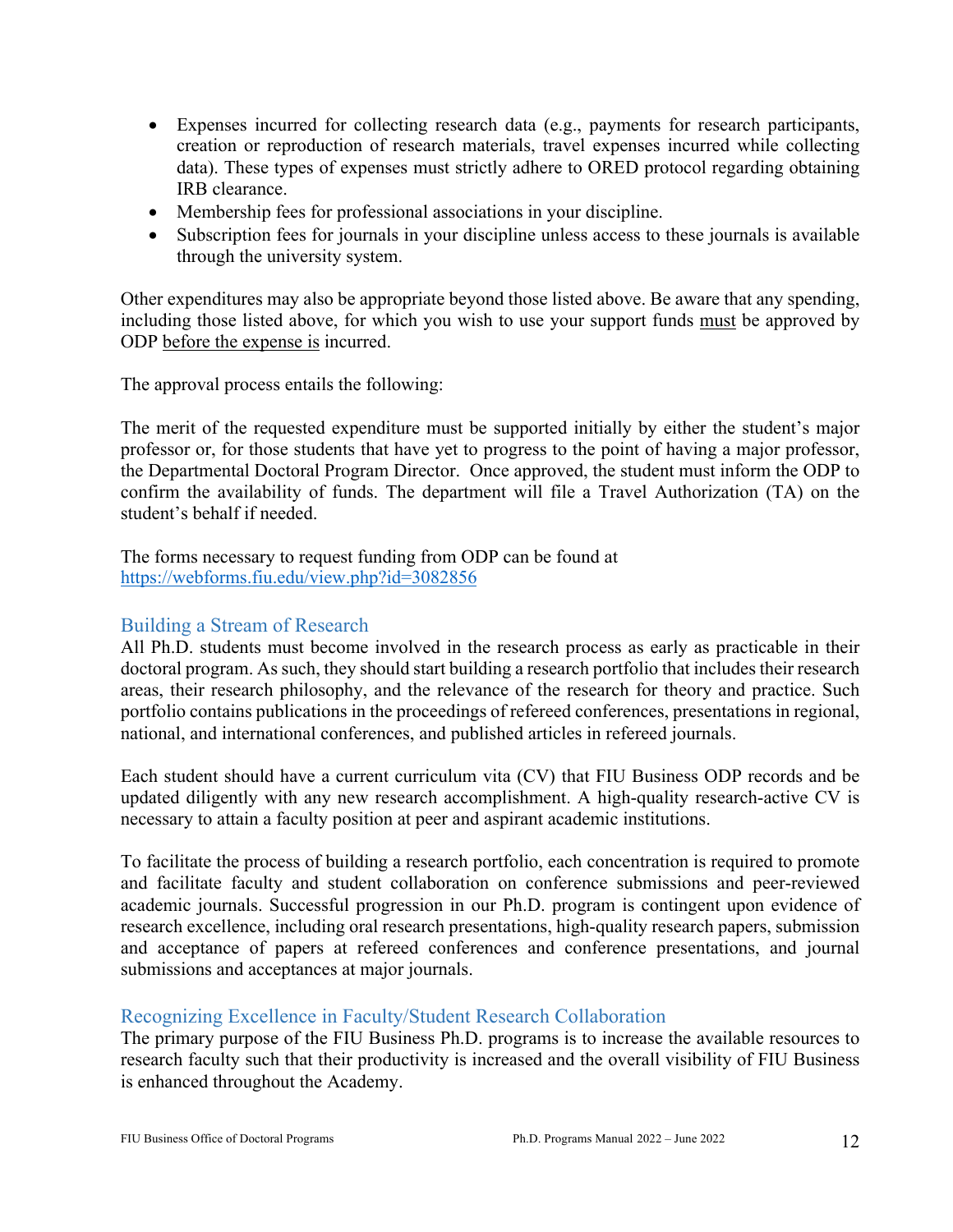- Expenses incurred for collecting research data (e.g., payments for research participants, creation or reproduction of research materials, travel expenses incurred while collecting data). These types of expenses must strictly adhere to ORED protocol regarding obtaining IRB clearance.
- Membership fees for professional associations in your discipline.
- Subscription fees for journals in your discipline unless access to these journals is available through the university system.

Other expenditures may also be appropriate beyond those listed above. Be aware that any spending, including those listed above, for which you wish to use your support funds must be approved by ODP before the expense is incurred.

The approval process entails the following:

The merit of the requested expenditure must be supported initially by either the student's major professor or, for those students that have yet to progress to the point of having a major professor, the Departmental Doctoral Program Director. Once approved, the student must inform the ODP to confirm the availability of funds. The department will file a Travel Authorization (TA) on the student's behalf if needed.

The forms necessary to request funding from ODP can be found at https://webforms.fiu.edu/view.php?id=3082856

## Building a Stream of Research

All Ph.D. students must become involved in the research process as early as practicable in their doctoral program. As such, they should start building a research portfolio that includes their research areas, their research philosophy, and the relevance of the research for theory and practice. Such portfolio contains publications in the proceedings of refereed conferences, presentations in regional, national, and international conferences, and published articles in refereed journals.

Each student should have a current curriculum vita (CV) that FIU Business ODP records and be updated diligently with any new research accomplishment. A high-quality research-active CV is necessary to attain a faculty position at peer and aspirant academic institutions.

To facilitate the process of building a research portfolio, each concentration is required to promote and facilitate faculty and student collaboration on conference submissions and peer-reviewed academic journals. Successful progression in our Ph.D. program is contingent upon evidence of research excellence, including oral research presentations, high-quality research papers, submission and acceptance of papers at refereed conferences and conference presentations, and journal submissions and acceptances at major journals.

## Recognizing Excellence in Faculty/Student Research Collaboration

The primary purpose of the FIU Business Ph.D. programs is to increase the available resources to research faculty such that their productivity is increased and the overall visibility of FIU Business is enhanced throughout the Academy.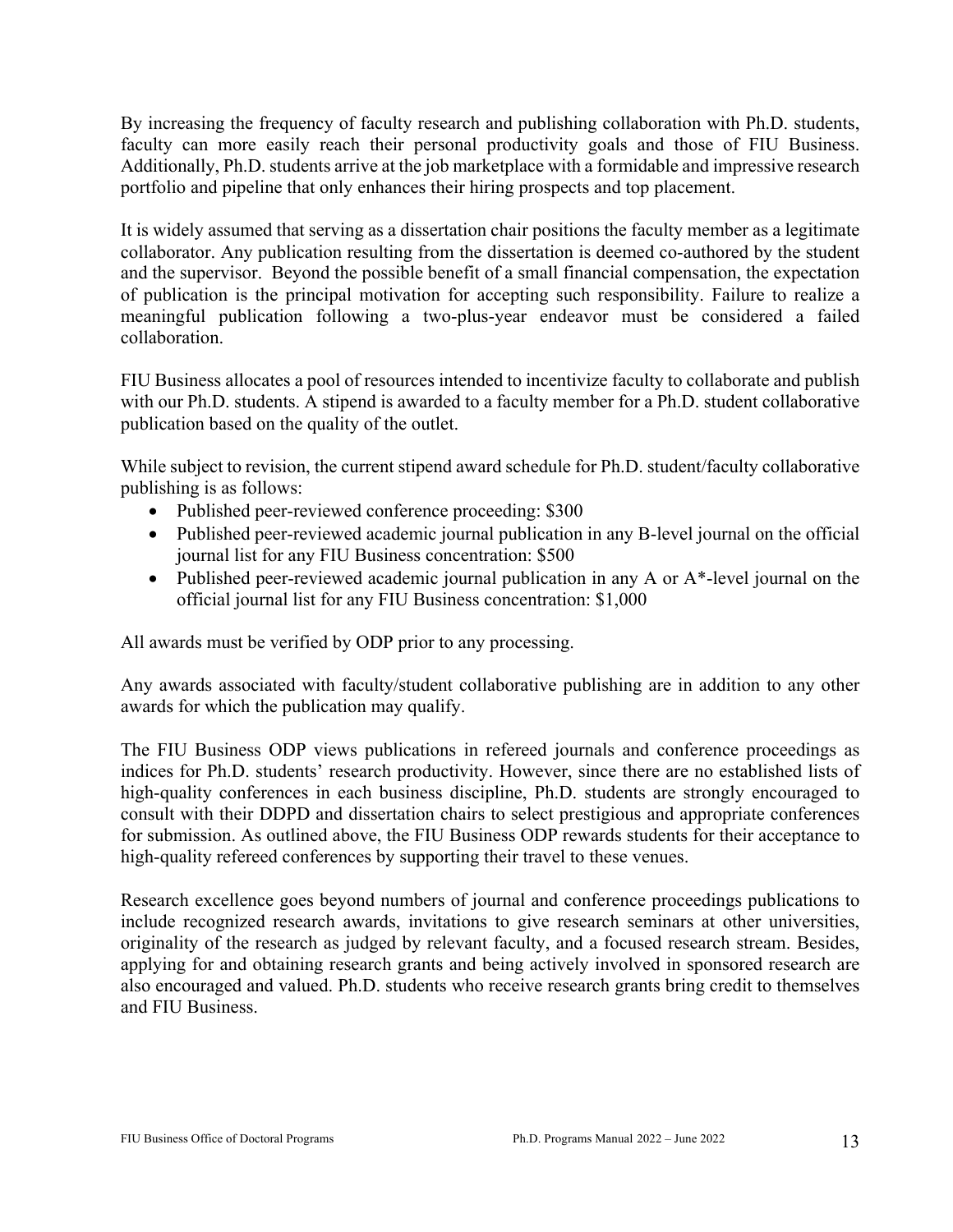By increasing the frequency of faculty research and publishing collaboration with Ph.D. students, faculty can more easily reach their personal productivity goals and those of FIU Business. Additionally, Ph.D. students arrive at the job marketplace with a formidable and impressive research portfolio and pipeline that only enhances their hiring prospects and top placement.

It is widely assumed that serving as a dissertation chair positions the faculty member as a legitimate collaborator. Any publication resulting from the dissertation is deemed co-authored by the student and the supervisor. Beyond the possible benefit of a small financial compensation, the expectation of publication is the principal motivation for accepting such responsibility. Failure to realize a meaningful publication following a two-plus-year endeavor must be considered a failed collaboration.

FIU Business allocates a pool of resources intended to incentivize faculty to collaborate and publish with our Ph.D. students. A stipend is awarded to a faculty member for a Ph.D. student collaborative publication based on the quality of the outlet.

While subject to revision, the current stipend award schedule for Ph.D. student/faculty collaborative publishing is as follows:

- Published peer-reviewed conference proceeding: $300
- Published peer-reviewed academic journal publication in any B-level journal on the official journal list for any FIU Business concentration: $500
- Published peer-reviewed academic journal publication in any A or A*-level journal on the official journal list for any FIU Business concentration: $1,000

All awards must be verified by ODP prior to any processing.

Any awards associated with faculty/student collaborative publishing are in addition to any other awards for which the publication may qualify.

The FIU Business ODP views publications in refereed journals and conference proceedings as indices for Ph.D. students' research productivity. However, since there are no established lists of high-quality conferences in each business discipline, Ph.D. students are strongly encouraged to consult with their DDPD and dissertation chairs to select prestigious and appropriate conferences for submission. As outlined above, the FIU Business ODP rewards students for their acceptance to high-quality refereed conferences by supporting their travel to these venues.

Research excellence goes beyond numbers of journal and conference proceedings publications to include recognized research awards, invitations to give research seminars at other universities, originality of the research as judged by relevant faculty, and a focused research stream. Besides, applying for and obtaining research grants and being actively involved in sponsored research are also encouraged and valued. Ph.D. students who receive research grants bring credit to themselves and FIU Business.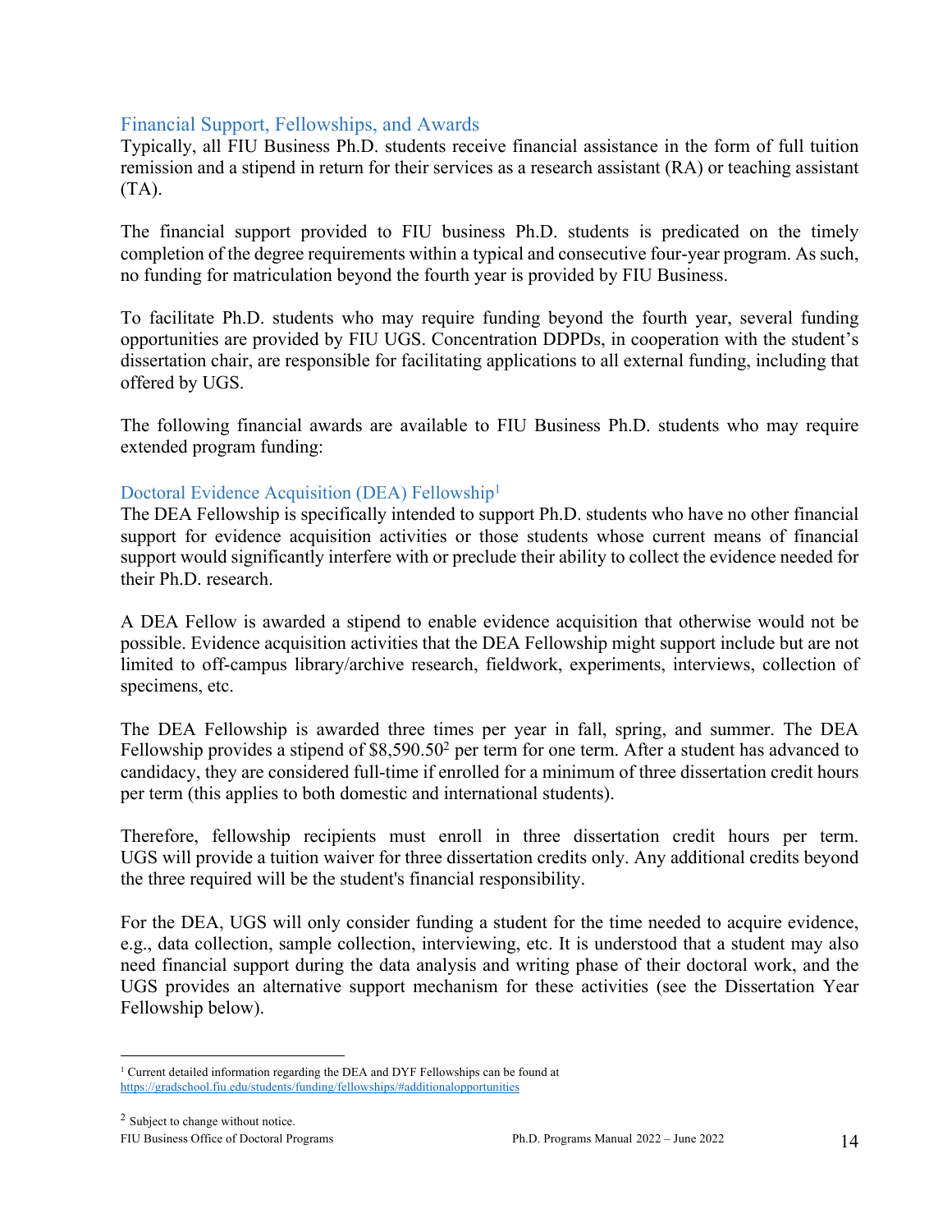## Financial Support, Fellowships, and Awards

Typically, all FIU Business Ph.D. students receive financial assistance in the form of full tuition remission and a stipend in return for their services as a research assistant (RA) or teaching assistant (TA).

The financial support provided to FIU business Ph.D. students is predicated on the timely completion of the degree requirements within a typical and consecutive four-year program. As such, no funding for matriculation beyond the fourth year is provided by FIU Business.

To facilitate Ph.D. students who may require funding beyond the fourth year, several funding opportunities are provided by FIU UGS. Concentration DDPDs, in cooperation with the student's dissertation chair, are responsible for facilitating applications to all external funding, including that offered by UGS.

The following financial awards are available to FIU Business Ph.D. students who may require extended program funding:

### Doctoral Evidence Acquisition (DEA) Fellowship[1]

The DEA Fellowship is specifically intended to support Ph.D. students who have no other financial support for evidence acquisition activities or those students whose current means of financial support would significantly interfere with or preclude their ability to collect the evidence needed for their Ph.D. research.

A DEA Fellow is awarded a stipend to enable evidence acquisition that otherwise would not be possible. Evidence acquisition activities that the DEA Fellowship might support include but are not limited to off-campus library/archive research, fieldwork, experiments, interviews, collection of specimens, etc.

The DEA Fellowship is awarded three times per year in fall, spring, and summer. The DEA Fellowship provides a stipend of $8,590.50[2] per term for one term. After a student has advanced to candidacy, they are considered full-time if enrolled for a minimum of three dissertation credit hours per term (this applies to both domestic and international students).

Therefore, fellowship recipients must enroll in three dissertation credit hours per term. UGS will provide a tuition waiver for three dissertation credits only. Any additional credits beyond the three required will be the student's financial responsibility.

For the DEA, UGS will only consider funding a student for the time needed to acquire evidence, e.g., data collection, sample collection, interviewing, etc. It is understood that a student may also need financial support during the data analysis and writing phase of their doctoral work, and the UGS provides an alternative support mechanism for these activities (see the Dissertation Year Fellowship below).

---

[1] Current detailed information regarding the DEA and DYF Fellowships can be found at https://gradschool.fiu.edu/students/funding/fellowships/#additionalopportunities

[2] Subject to change without notice.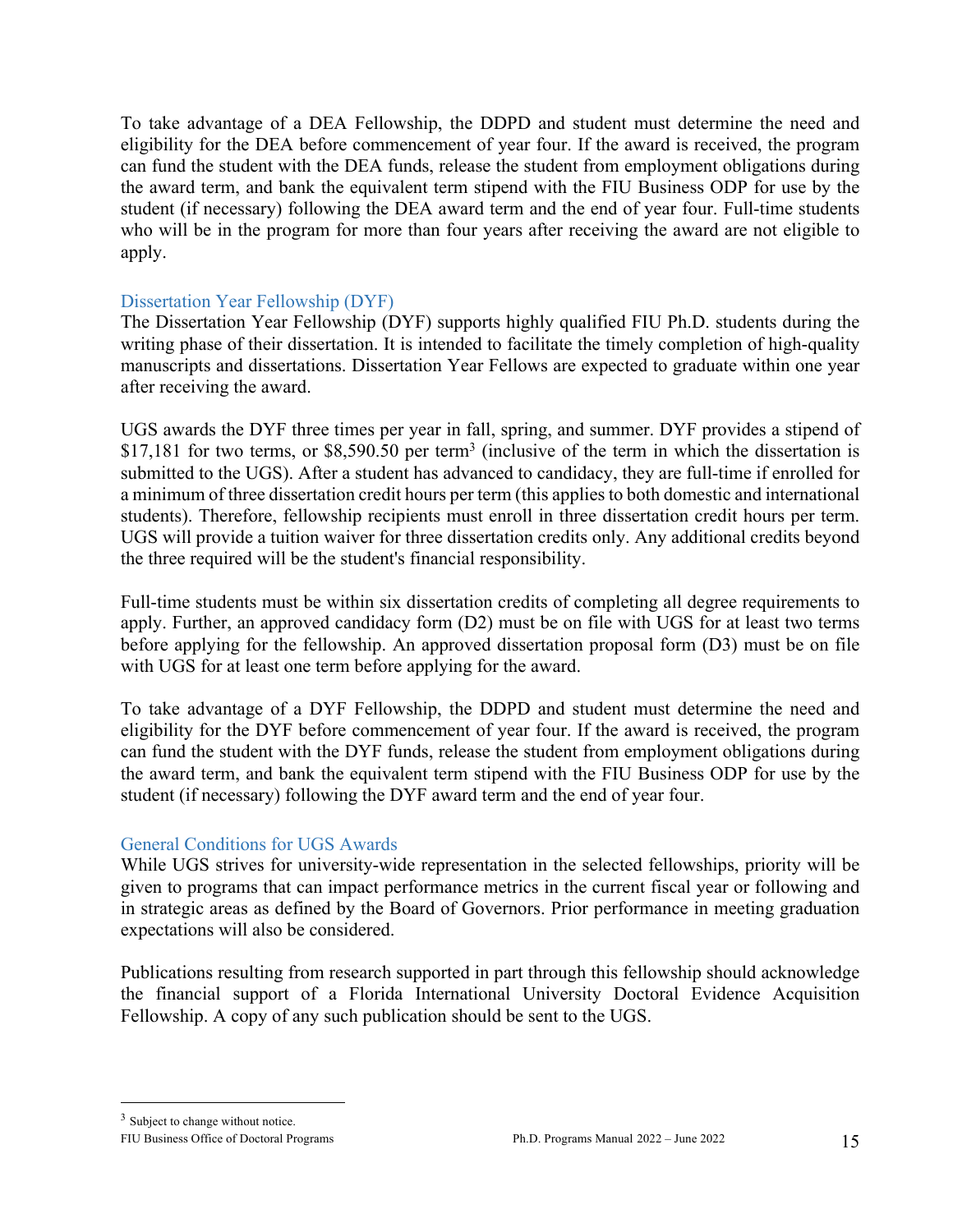To take advantage of a DEA Fellowship, the DDPD and student must determine the need and eligibility for the DEA before commencement of year four. If the award is received, the program can fund the student with the DEA funds, release the student from employment obligations during the award term, and bank the equivalent term stipend with the FIU Business ODP for use by the student (if necessary) following the DEA award term and the end of year four. Full-time students who will be in the program for more than four years after receiving the award are not eligible to apply.

### Dissertation Year Fellowship (DYF)

The Dissertation Year Fellowship (DYF) supports highly qualified FIU Ph.D. students during the writing phase of their dissertation. It is intended to facilitate the timely completion of high-quality manuscripts and dissertations. Dissertation Year Fellows are expected to graduate within one year after receiving the award.

UGS awards the DYF three times per year in fall, spring, and summer. DYF provides a stipend of $17,181 for two terms, or $8,590.50 per term[3] (inclusive of the term in which the dissertation is submitted to the UGS). After a student has advanced to candidacy, they are full-time if enrolled for a minimum of three dissertation credit hours per term (this applies to both domestic and international students). Therefore, fellowship recipients must enroll in three dissertation credit hours per term. UGS will provide a tuition waiver for three dissertation credits only. Any additional credits beyond the three required will be the student's financial responsibility.

Full-time students must be within six dissertation credits of completing all degree requirements to apply. Further, an approved candidacy form (D2) must be on file with UGS for at least two terms before applying for the fellowship. An approved dissertation proposal form (D3) must be on file with UGS for at least one term before applying for the award.

To take advantage of a DYF Fellowship, the DDPD and student must determine the need and eligibility for the DYF before commencement of year four. If the award is received, the program can fund the student with the DYF funds, release the student from employment obligations during the award term, and bank the equivalent term stipend with the FIU Business ODP for use by the student (if necessary) following the DYF award term and the end of year four.

### General Conditions for UGS Awards

While UGS strives for university-wide representation in the selected fellowships, priority will be given to programs that can impact performance metrics in the current fiscal year or following and in strategic areas as defined by the Board of Governors. Prior performance in meeting graduation expectations will also be considered.

Publications resulting from research supported in part through this fellowship should acknowledge the financial support of a Florida International University Doctoral Evidence Acquisition Fellowship. A copy of any such publication should be sent to the UGS.

---

[3] Subject to change without notice.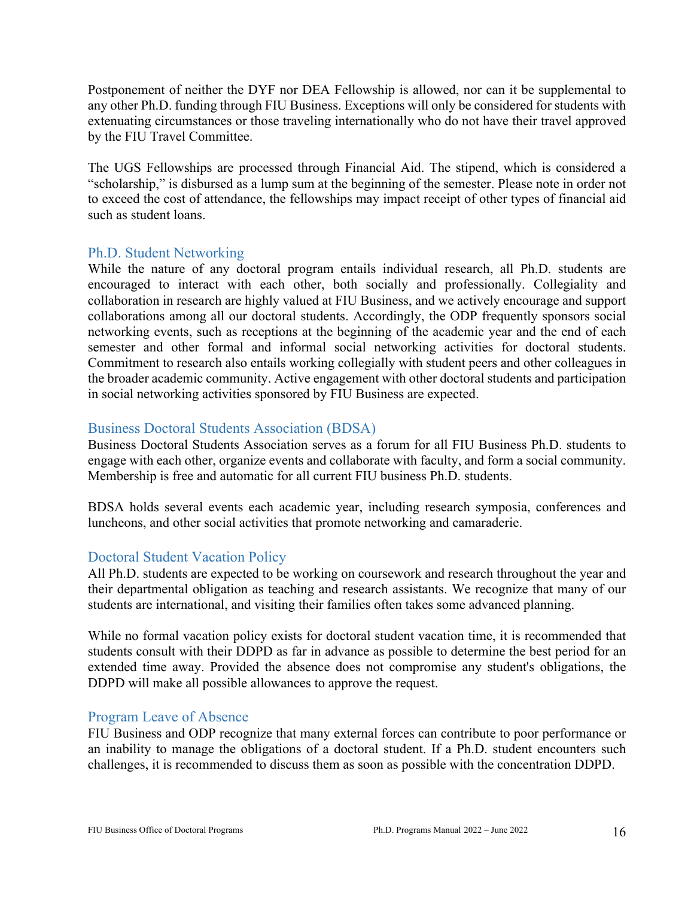Postponement of neither the DYF nor DEA Fellowship is allowed, nor can it be supplemental to any other Ph.D. funding through FIU Business. Exceptions will only be considered for students with extenuating circumstances or those traveling internationally who do not have their travel approved by the FIU Travel Committee.

The UGS Fellowships are processed through Financial Aid. The stipend, which is considered a "scholarship," is disbursed as a lump sum at the beginning of the semester. Please note in order not to exceed the cost of attendance, the fellowships may impact receipt of other types of financial aid such as student loans.

## Ph.D. Student Networking

While the nature of any doctoral program entails individual research, all Ph.D. students are encouraged to interact with each other, both socially and professionally. Collegiality and collaboration in research are highly valued at FIU Business, and we actively encourage and support collaborations among all our doctoral students. Accordingly, the ODP frequently sponsors social networking events, such as receptions at the beginning of the academic year and the end of each semester and other formal and informal social networking activities for doctoral students. Commitment to research also entails working collegially with student peers and other colleagues in the broader academic community. Active engagement with other doctoral students and participation in social networking activities sponsored by FIU Business are expected.

## Business Doctoral Students Association (BDSA)

Business Doctoral Students Association serves as a forum for all FIU Business Ph.D. students to engage with each other, organize events and collaborate with faculty, and form a social community. Membership is free and automatic for all current FIU business Ph.D. students.

BDSA holds several events each academic year, including research symposia, conferences and luncheons, and other social activities that promote networking and camaraderie.

## Doctoral Student Vacation Policy

All Ph.D. students are expected to be working on coursework and research throughout the year and their departmental obligation as teaching and research assistants. We recognize that many of our students are international, and visiting their families often takes some advanced planning.

While no formal vacation policy exists for doctoral student vacation time, it is recommended that students consult with their DDPD as far in advance as possible to determine the best period for an extended time away. Provided the absence does not compromise any student's obligations, the DDPD will make all possible allowances to approve the request.

## Program Leave of Absence

FIU Business and ODP recognize that many external forces can contribute to poor performance or an inability to manage the obligations of a doctoral student. If a Ph.D. student encounters such challenges, it is recommended to discuss them as soon as possible with the concentration DDPD.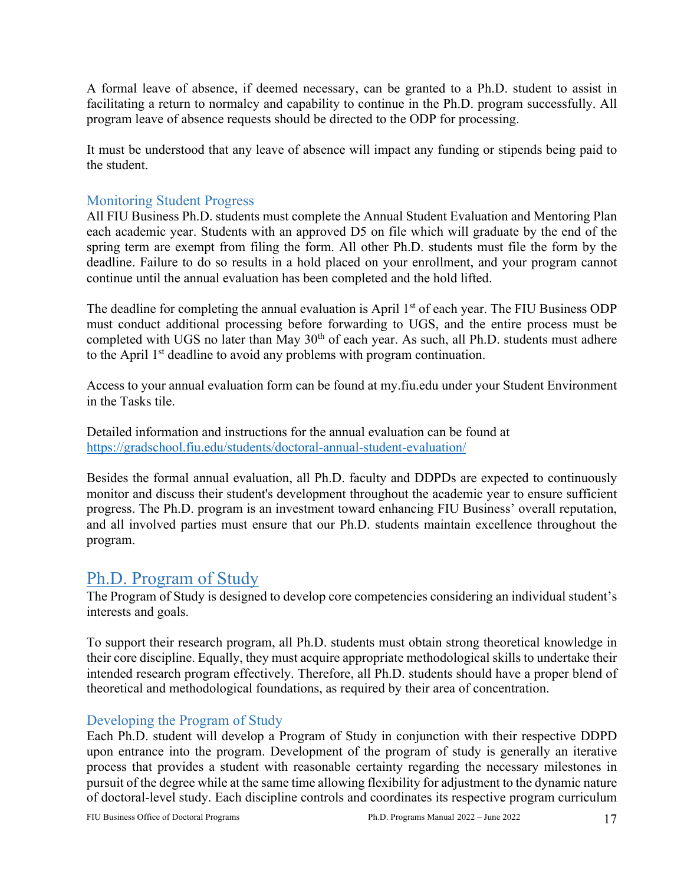A formal leave of absence, if deemed necessary, can be granted to a Ph.D. student to assist in facilitating a return to normalcy and capability to continue in the Ph.D. program successfully. All program leave of absence requests should be directed to the ODP for processing.

It must be understood that any leave of absence will impact any funding or stipends being paid to the student.

### Monitoring Student Progress

All FIU Business Ph.D. students must complete the Annual Student Evaluation and Mentoring Plan each academic year. Students with an approved D5 on file which will graduate by the end of the spring term are exempt from filing the form. All other Ph.D. students must file the form by the deadline. Failure to do so results in a hold placed on your enrollment, and your program cannot continue until the annual evaluation has been completed and the hold lifted.

The deadline for completing the annual evaluation is April 1st of each year. The FIU Business ODP must conduct additional processing before forwarding to UGS, and the entire process must be completed with UGS no later than May 30th of each year. As such, all Ph.D. students must adhere to the April 1st deadline to avoid any problems with program continuation.

Access to your annual evaluation form can be found at my.fiu.edu under your Student Environment in the Tasks tile.

Detailed information and instructions for the annual evaluation can be found at
https://gradschool.fiu.edu/students/doctoral-annual-student-evaluation/

Besides the formal annual evaluation, all Ph.D. faculty and DDPDs are expected to continuously monitor and discuss their student's development throughout the academic year to ensure sufficient progress. The Ph.D. program is an investment toward enhancing FIU Business' overall reputation, and all involved parties must ensure that our Ph.D. students maintain excellence throughout the program.

## Ph.D. Program of Study

The Program of Study is designed to develop core competencies considering an individual student's interests and goals.

To support their research program, all Ph.D. students must obtain strong theoretical knowledge in their core discipline. Equally, they must acquire appropriate methodological skills to undertake their intended research program effectively. Therefore, all Ph.D. students should have a proper blend of theoretical and methodological foundations, as required by their area of concentration.

### Developing the Program of Study

Each Ph.D. student will develop a Program of Study in conjunction with their respective DDPD upon entrance into the program. Development of the program of study is generally an iterative process that provides a student with reasonable certainty regarding the necessary milestones in pursuit of the degree while at the same time allowing flexibility for adjustment to the dynamic nature of doctoral-level study. Each discipline controls and coordinates its respective program curriculum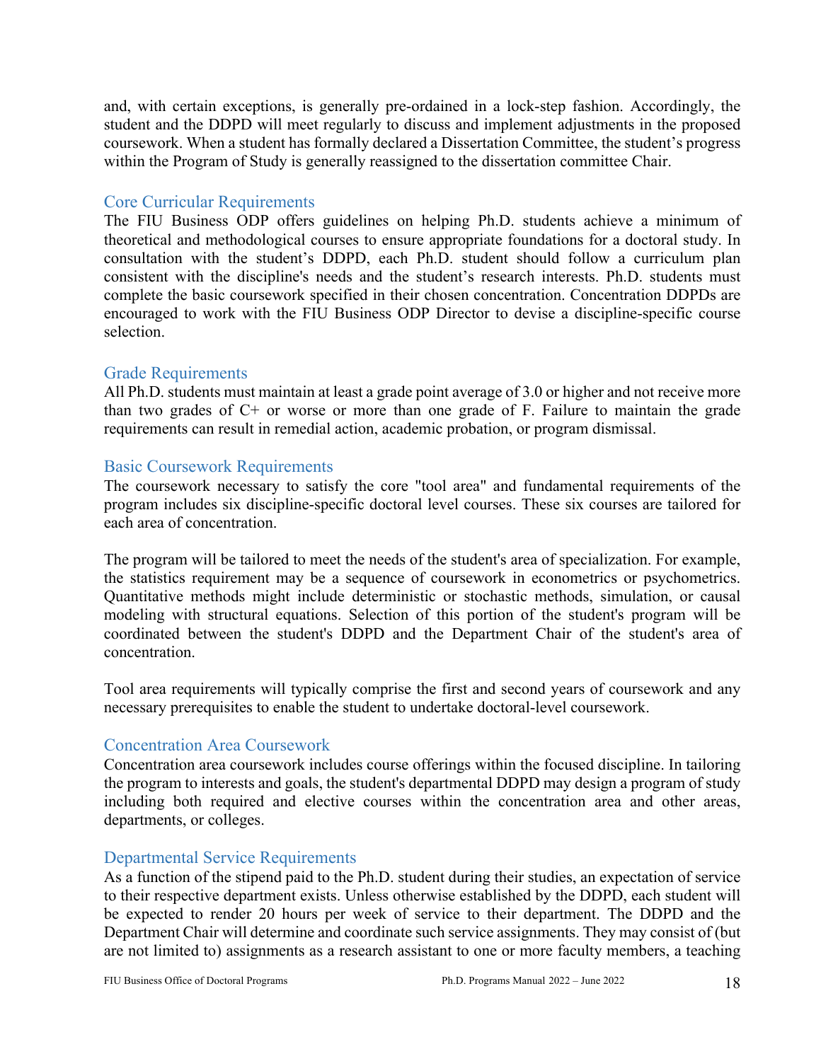and, with certain exceptions, is generally pre-ordained in a lock-step fashion. Accordingly, the student and the DDPD will meet regularly to discuss and implement adjustments in the proposed coursework. When a student has formally declared a Dissertation Committee, the student's progress within the Program of Study is generally reassigned to the dissertation committee Chair.

## Core Curricular Requirements

The FIU Business ODP offers guidelines on helping Ph.D. students achieve a minimum of theoretical and methodological courses to ensure appropriate foundations for a doctoral study. In consultation with the student's DDPD, each Ph.D. student should follow a curriculum plan consistent with the discipline's needs and the student's research interests. Ph.D. students must complete the basic coursework specified in their chosen concentration. Concentration DDPDs are encouraged to work with the FIU Business ODP Director to devise a discipline-specific course selection.

## Grade Requirements

All Ph.D. students must maintain at least a grade point average of 3.0 or higher and not receive more than two grades of C+ or worse or more than one grade of F. Failure to maintain the grade requirements can result in remedial action, academic probation, or program dismissal.

## Basic Coursework Requirements

The coursework necessary to satisfy the core "tool area" and fundamental requirements of the program includes six discipline-specific doctoral level courses. These six courses are tailored for each area of concentration.

The program will be tailored to meet the needs of the student's area of specialization. For example, the statistics requirement may be a sequence of coursework in econometrics or psychometrics. Quantitative methods might include deterministic or stochastic methods, simulation, or causal modeling with structural equations. Selection of this portion of the student's program will be coordinated between the student's DDPD and the Department Chair of the student's area of concentration.

Tool area requirements will typically comprise the first and second years of coursework and any necessary prerequisites to enable the student to undertake doctoral-level coursework.

## Concentration Area Coursework

Concentration area coursework includes course offerings within the focused discipline. In tailoring the program to interests and goals, the student's departmental DDPD may design a program of study including both required and elective courses within the concentration area and other areas, departments, or colleges.

## Departmental Service Requirements

As a function of the stipend paid to the Ph.D. student during their studies, an expectation of service to their respective department exists. Unless otherwise established by the DDPD, each student will be expected to render 20 hours per week of service to their department. The DDPD and the Department Chair will determine and coordinate such service assignments. They may consist of (but are not limited to) assignments as a research assistant to one or more faculty members, a teaching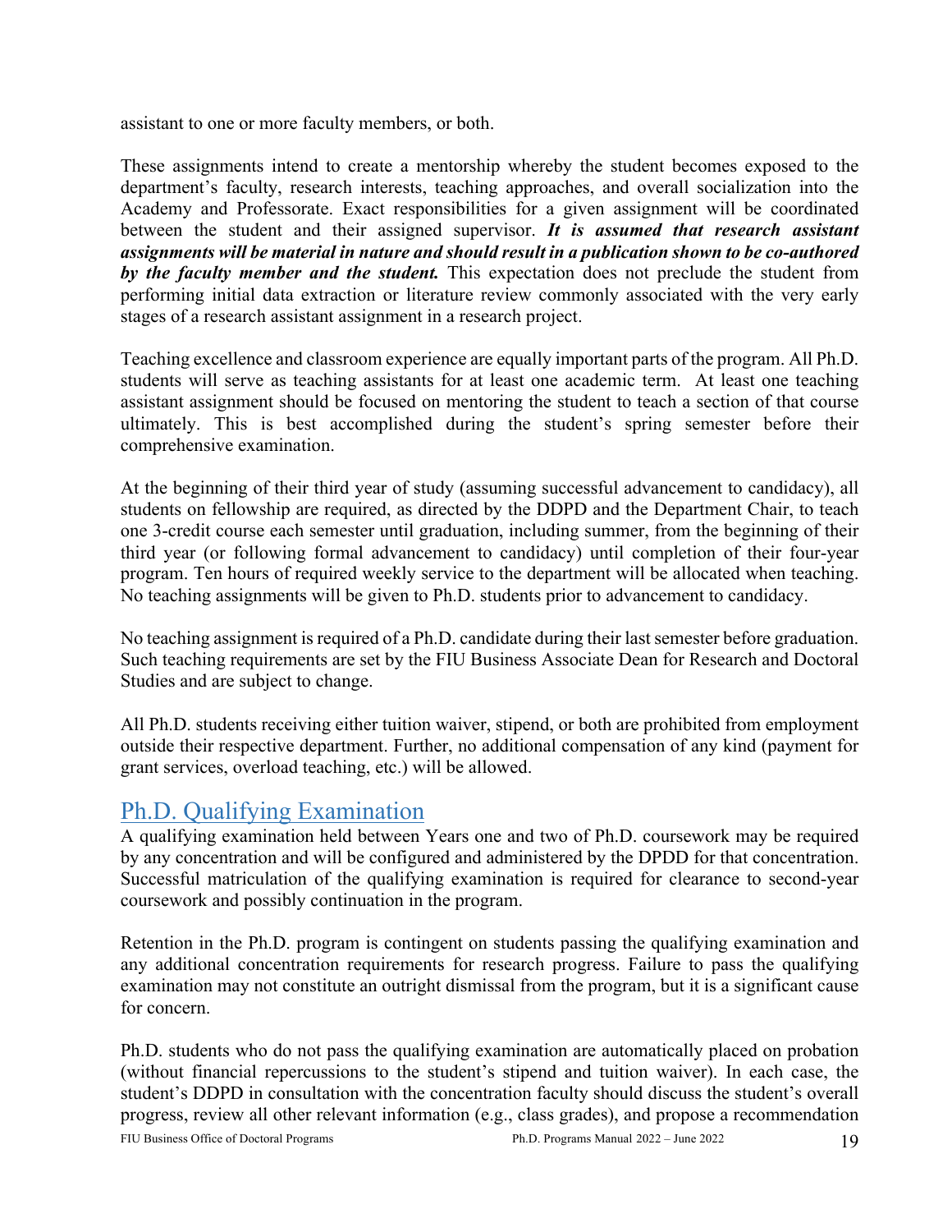assistant to one or more faculty members, or both.

These assignments intend to create a mentorship whereby the student becomes exposed to the department's faculty, research interests, teaching approaches, and overall socialization into the Academy and Professorate. Exact responsibilities for a given assignment will be coordinated between the student and their assigned supervisor. ***It is assumed that research assistant assignments will be material in nature and should result in a publication shown to be co-authored by the faculty member and the student.*** This expectation does not preclude the student from performing initial data extraction or literature review commonly associated with the very early stages of a research assistant assignment in a research project.

Teaching excellence and classroom experience are equally important parts of the program. All Ph.D. students will serve as teaching assistants for at least one academic term. At least one teaching assistant assignment should be focused on mentoring the student to teach a section of that course ultimately. This is best accomplished during the student's spring semester before their comprehensive examination.

At the beginning of their third year of study (assuming successful advancement to candidacy), all students on fellowship are required, as directed by the DDPD and the Department Chair, to teach one 3-credit course each semester until graduation, including summer, from the beginning of their third year (or following formal advancement to candidacy) until completion of their four-year program. Ten hours of required weekly service to the department will be allocated when teaching. No teaching assignments will be given to Ph.D. students prior to advancement to candidacy.

No teaching assignment is required of a Ph.D. candidate during their last semester before graduation. Such teaching requirements are set by the FIU Business Associate Dean for Research and Doctoral Studies and are subject to change.

All Ph.D. students receiving either tuition waiver, stipend, or both are prohibited from employment outside their respective department. Further, no additional compensation of any kind (payment for grant services, overload teaching, etc.) will be allowed.

## Ph.D. Qualifying Examination

A qualifying examination held between Years one and two of Ph.D. coursework may be required by any concentration and will be configured and administered by the DPDD for that concentration. Successful matriculation of the qualifying examination is required for clearance to second-year coursework and possibly continuation in the program.

Retention in the Ph.D. program is contingent on students passing the qualifying examination and any additional concentration requirements for research progress. Failure to pass the qualifying examination may not constitute an outright dismissal from the program, but it is a significant cause for concern.

Ph.D. students who do not pass the qualifying examination are automatically placed on probation (without financial repercussions to the student's stipend and tuition waiver). In each case, the student's DDPD in consultation with the concentration faculty should discuss the student's overall progress, review all other relevant information (e.g., class grades), and propose a recommendation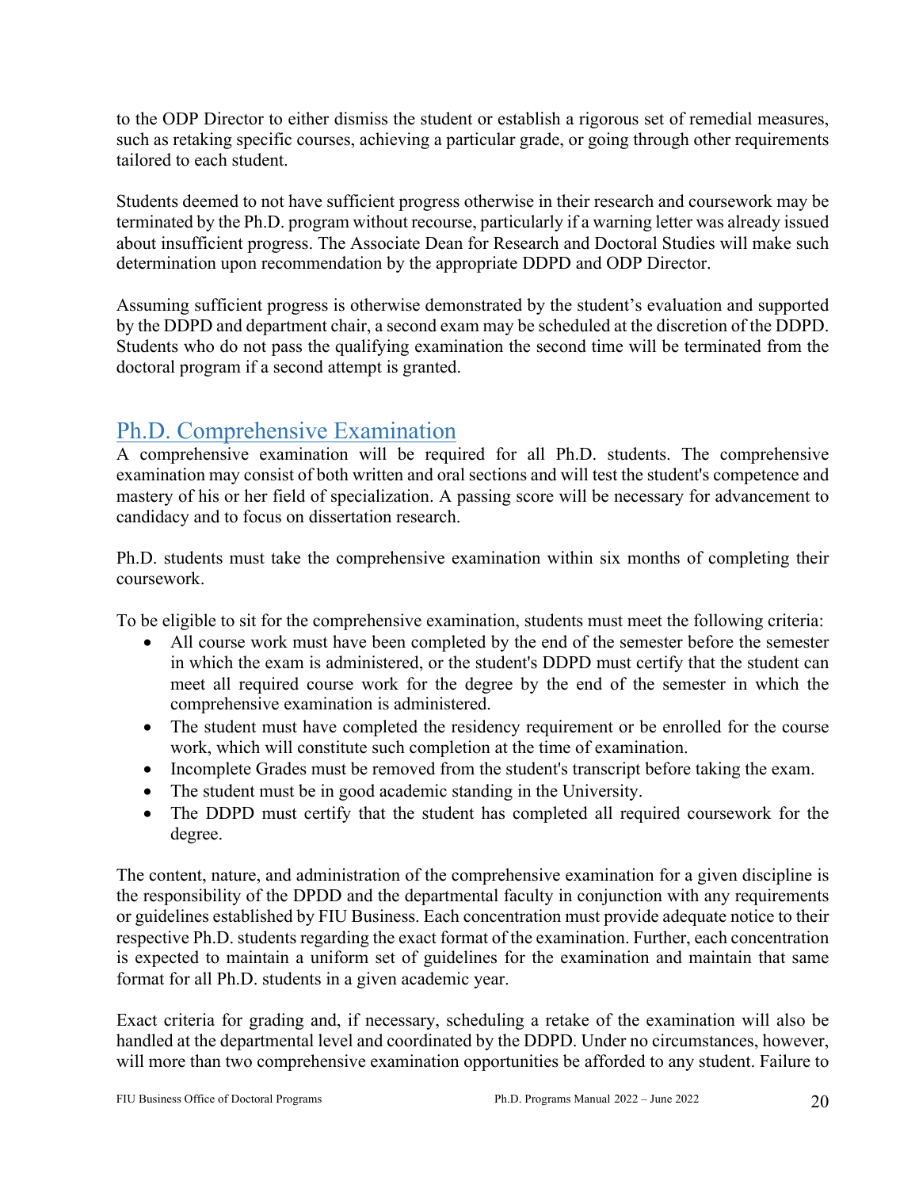to the ODP Director to either dismiss the student or establish a rigorous set of remedial measures, such as retaking specific courses, achieving a particular grade, or going through other requirements tailored to each student.

Students deemed to not have sufficient progress otherwise in their research and coursework may be terminated by the Ph.D. program without recourse, particularly if a warning letter was already issued about insufficient progress. The Associate Dean for Research and Doctoral Studies will make such determination upon recommendation by the appropriate DDPD and ODP Director.

Assuming sufficient progress is otherwise demonstrated by the student's evaluation and supported by the DDPD and department chair, a second exam may be scheduled at the discretion of the DDPD. Students who do not pass the qualifying examination the second time will be terminated from the doctoral program if a second attempt is granted.

## Ph.D. Comprehensive Examination

A comprehensive examination will be required for all Ph.D. students. The comprehensive examination may consist of both written and oral sections and will test the student's competence and mastery of his or her field of specialization. A passing score will be necessary for advancement to candidacy and to focus on dissertation research.

Ph.D. students must take the comprehensive examination within six months of completing their coursework.

To be eligible to sit for the comprehensive examination, students must meet the following criteria:

- All course work must have been completed by the end of the semester before the semester in which the exam is administered, or the student's DDPD must certify that the student can meet all required course work for the degree by the end of the semester in which the comprehensive examination is administered.
- The student must have completed the residency requirement or be enrolled for the course work, which will constitute such completion at the time of examination.
- Incomplete Grades must be removed from the student's transcript before taking the exam.
- The student must be in good academic standing in the University.
- The DDPD must certify that the student has completed all required coursework for the degree.

The content, nature, and administration of the comprehensive examination for a given discipline is the responsibility of the DPDD and the departmental faculty in conjunction with any requirements or guidelines established by FIU Business. Each concentration must provide adequate notice to their respective Ph.D. students regarding the exact format of the examination. Further, each concentration is expected to maintain a uniform set of guidelines for the examination and maintain that same format for all Ph.D. students in a given academic year.

Exact criteria for grading and, if necessary, scheduling a retake of the examination will also be handled at the departmental level and coordinated by the DDPD. Under no circumstances, however, will more than two comprehensive examination opportunities be afforded to any student. Failure to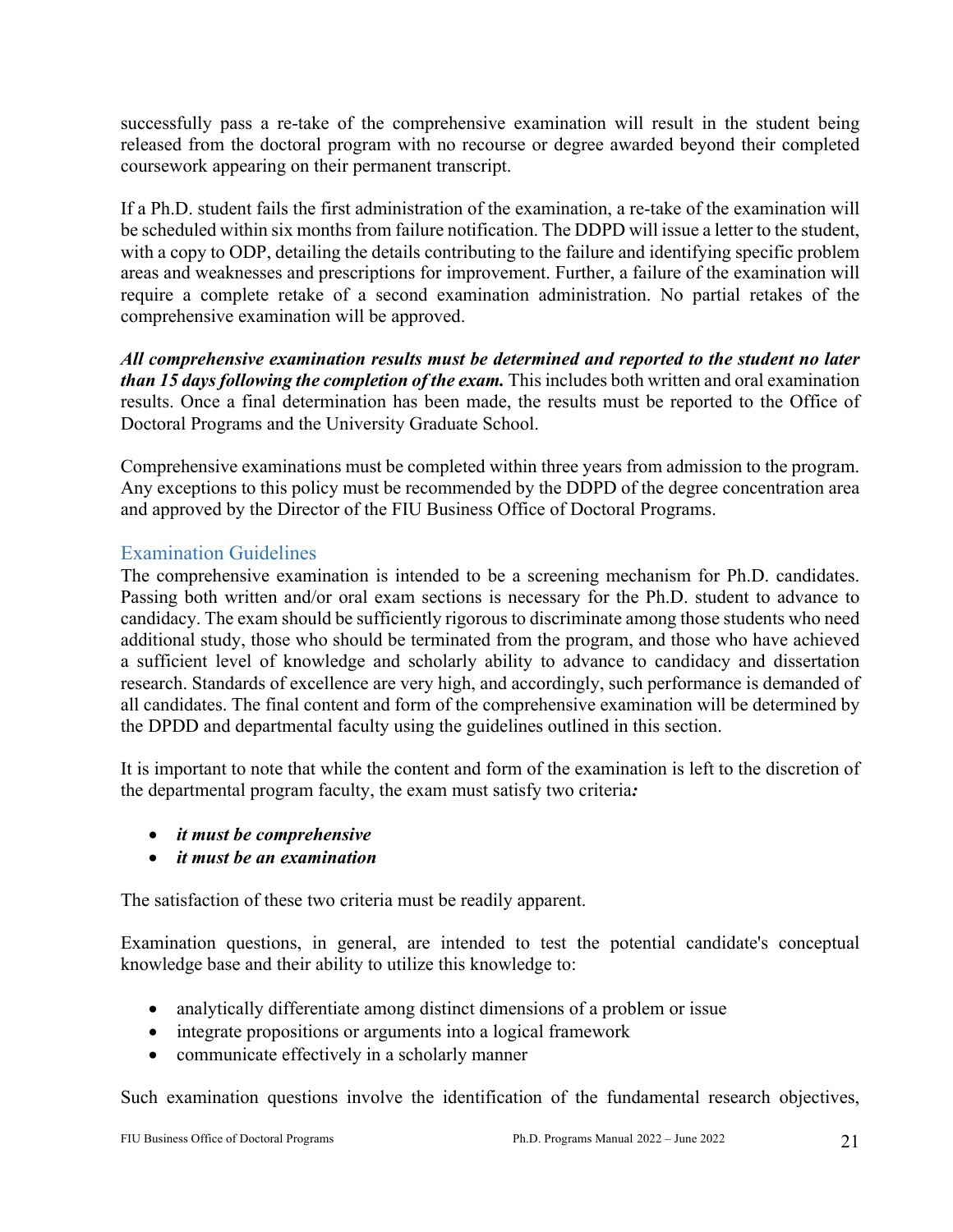successfully pass a re-take of the comprehensive examination will result in the student being released from the doctoral program with no recourse or degree awarded beyond their completed coursework appearing on their permanent transcript.

If a Ph.D. student fails the first administration of the examination, a re-take of the examination will be scheduled within six months from failure notification. The DDPD will issue a letter to the student, with a copy to ODP, detailing the details contributing to the failure and identifying specific problem areas and weaknesses and prescriptions for improvement. Further, a failure of the examination will require a complete retake of a second examination administration. No partial retakes of the comprehensive examination will be approved.

***All comprehensive examination results must be determined and reported to the student no later than 15 days following the completion of the exam.*** This includes both written and oral examination results. Once a final determination has been made, the results must be reported to the Office of Doctoral Programs and the University Graduate School.

Comprehensive examinations must be completed within three years from admission to the program. Any exceptions to this policy must be recommended by the DDPD of the degree concentration area and approved by the Director of the FIU Business Office of Doctoral Programs.

## Examination Guidelines

The comprehensive examination is intended to be a screening mechanism for Ph.D. candidates. Passing both written and/or oral exam sections is necessary for the Ph.D. student to advance to candidacy. The exam should be sufficiently rigorous to discriminate among those students who need additional study, those who should be terminated from the program, and those who have achieved a sufficient level of knowledge and scholarly ability to advance to candidacy and dissertation research. Standards of excellence are very high, and accordingly, such performance is demanded of all candidates. The final content and form of the comprehensive examination will be determined by the DPDD and departmental faculty using the guidelines outlined in this section.

It is important to note that while the content and form of the examination is left to the discretion of the departmental program faculty, the exam must satisfy two criteria***:***

- ***it must be comprehensive***
- ***it must be an examination***

The satisfaction of these two criteria must be readily apparent.

Examination questions, in general, are intended to test the potential candidate's conceptual knowledge base and their ability to utilize this knowledge to:

- analytically differentiate among distinct dimensions of a problem or issue
- integrate propositions or arguments into a logical framework
- communicate effectively in a scholarly manner

Such examination questions involve the identification of the fundamental research objectives,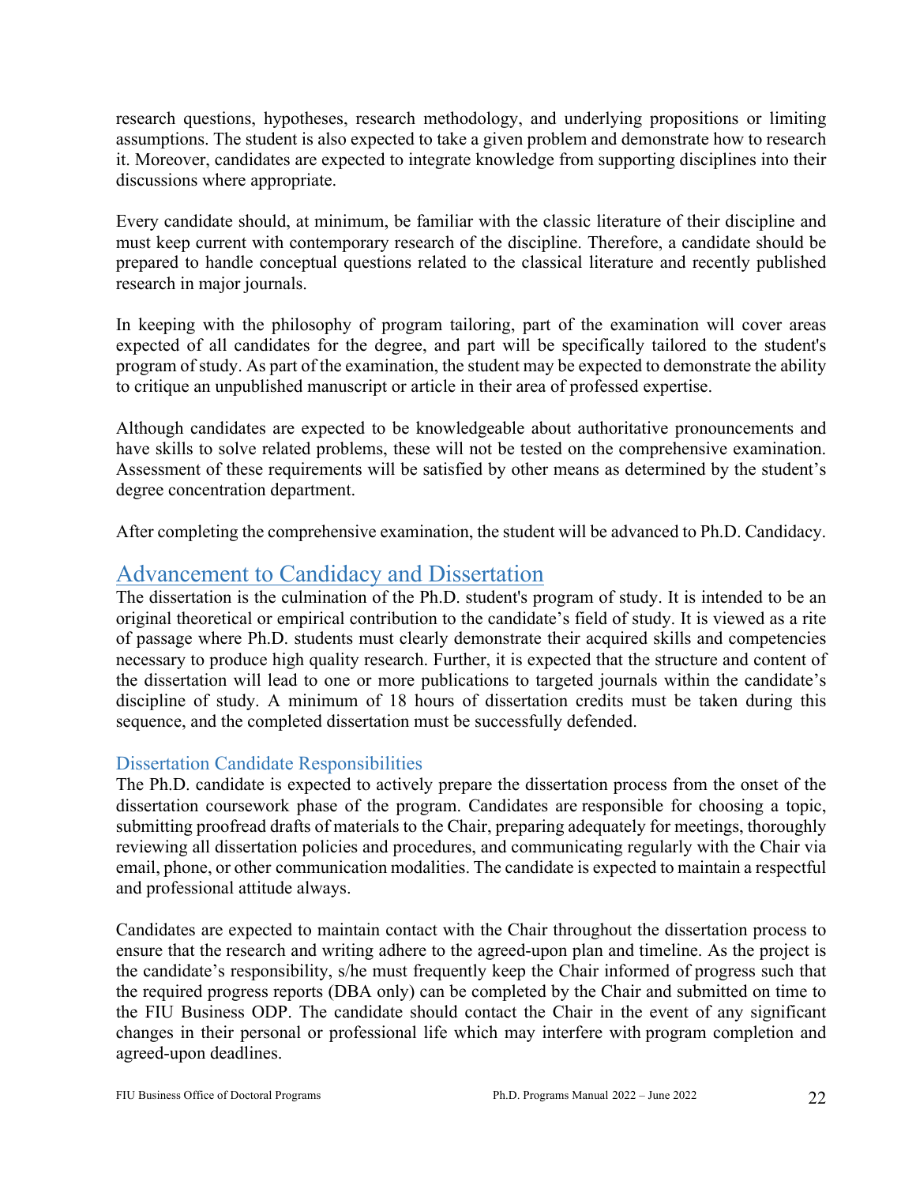research questions, hypotheses, research methodology, and underlying propositions or limiting assumptions. The student is also expected to take a given problem and demonstrate how to research it. Moreover, candidates are expected to integrate knowledge from supporting disciplines into their discussions where appropriate.

Every candidate should, at minimum, be familiar with the classic literature of their discipline and must keep current with contemporary research of the discipline. Therefore, a candidate should be prepared to handle conceptual questions related to the classical literature and recently published research in major journals.

In keeping with the philosophy of program tailoring, part of the examination will cover areas expected of all candidates for the degree, and part will be specifically tailored to the student's program of study. As part of the examination, the student may be expected to demonstrate the ability to critique an unpublished manuscript or article in their area of professed expertise.

Although candidates are expected to be knowledgeable about authoritative pronouncements and have skills to solve related problems, these will not be tested on the comprehensive examination. Assessment of these requirements will be satisfied by other means as determined by the student's degree concentration department.

After completing the comprehensive examination, the student will be advanced to Ph.D. Candidacy.

## Advancement to Candidacy and Dissertation

The dissertation is the culmination of the Ph.D. student's program of study. It is intended to be an original theoretical or empirical contribution to the candidate's field of study. It is viewed as a rite of passage where Ph.D. students must clearly demonstrate their acquired skills and competencies necessary to produce high quality research. Further, it is expected that the structure and content of the dissertation will lead to one or more publications to targeted journals within the candidate's discipline of study. A minimum of 18 hours of dissertation credits must be taken during this sequence, and the completed dissertation must be successfully defended.

### Dissertation Candidate Responsibilities

The Ph.D. candidate is expected to actively prepare the dissertation process from the onset of the dissertation coursework phase of the program. Candidates are responsible for choosing a topic, submitting proofread drafts of materials to the Chair, preparing adequately for meetings, thoroughly reviewing all dissertation policies and procedures, and communicating regularly with the Chair via email, phone, or other communication modalities. The candidate is expected to maintain a respectful and professional attitude always.

Candidates are expected to maintain contact with the Chair throughout the dissertation process to ensure that the research and writing adhere to the agreed-upon plan and timeline. As the project is the candidate's responsibility, s/he must frequently keep the Chair informed of progress such that the required progress reports (DBA only) can be completed by the Chair and submitted on time to the FIU Business ODP. The candidate should contact the Chair in the event of any significant changes in their personal or professional life which may interfere with program completion and agreed-upon deadlines.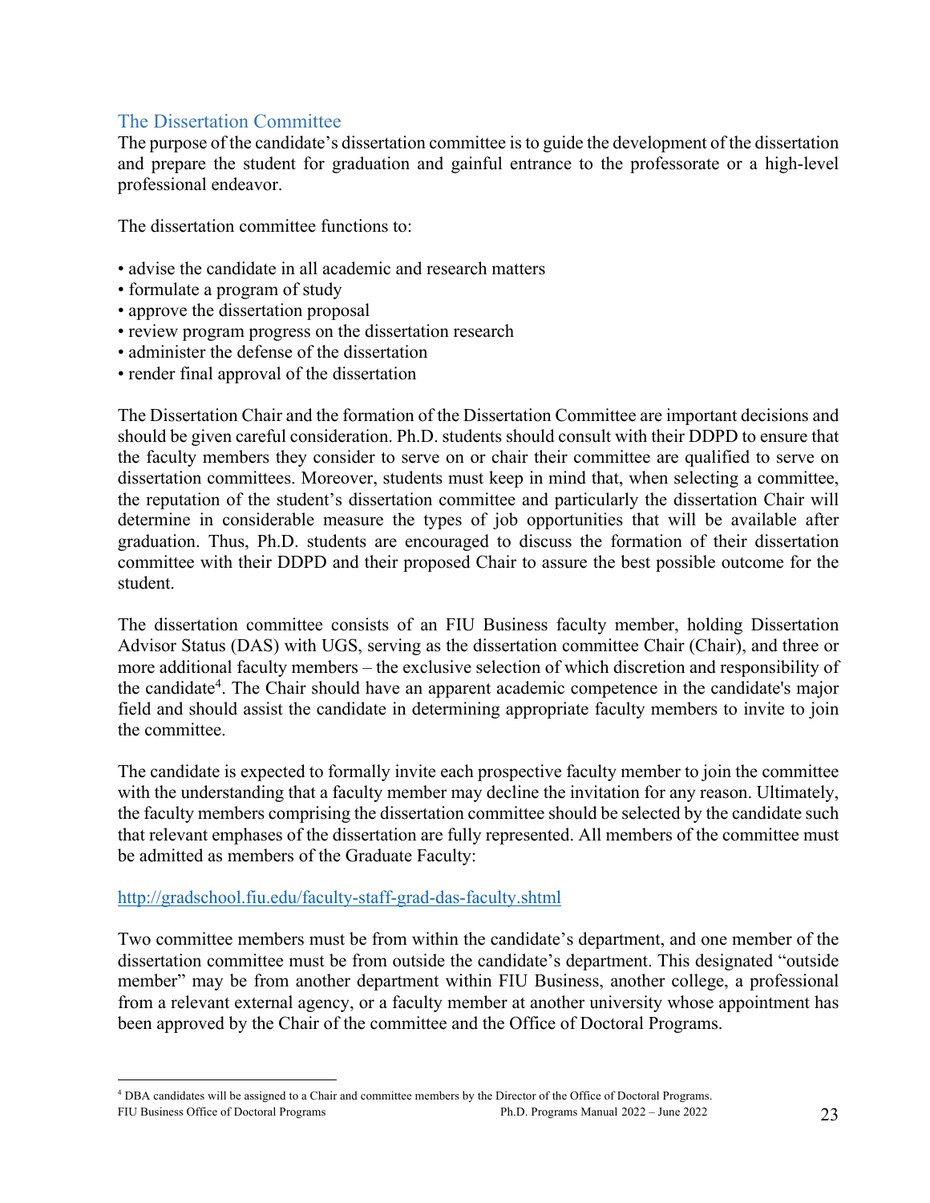## The Dissertation Committee

The purpose of the candidate's dissertation committee is to guide the development of the dissertation and prepare the student for graduation and gainful entrance to the professorate or a high-level professional endeavor.

The dissertation committee functions to:

- advise the candidate in all academic and research matters
- formulate a program of study
- approve the dissertation proposal
- review program progress on the dissertation research
- administer the defense of the dissertation
- render final approval of the dissertation

The Dissertation Chair and the formation of the Dissertation Committee are important decisions and should be given careful consideration. Ph.D. students should consult with their DDPD to ensure that the faculty members they consider to serve on or chair their committee are qualified to serve on dissertation committees. Moreover, students must keep in mind that, when selecting a committee, the reputation of the student's dissertation committee and particularly the dissertation Chair will determine in considerable measure the types of job opportunities that will be available after graduation. Thus, Ph.D. students are encouraged to discuss the formation of their dissertation committee with their DDPD and their proposed Chair to assure the best possible outcome for the student.

The dissertation committee consists of an FIU Business faculty member, holding Dissertation Advisor Status (DAS) with UGS, serving as the dissertation committee Chair (Chair), and three or more additional faculty members – the exclusive selection of which discretion and responsibility of the candidate[4]. The Chair should have an apparent academic competence in the candidate's major field and should assist the candidate in determining appropriate faculty members to invite to join the committee.

The candidate is expected to formally invite each prospective faculty member to join the committee with the understanding that a faculty member may decline the invitation for any reason. Ultimately, the faculty members comprising the dissertation committee should be selected by the candidate such that relevant emphases of the dissertation are fully represented. All members of the committee must be admitted as members of the Graduate Faculty:

http://gradschool.fiu.edu/faculty-staff-grad-das-faculty.shtml

Two committee members must be from within the candidate's department, and one member of the dissertation committee must be from outside the candidate's department. This designated "outside member" may be from another department within FIU Business, another college, a professional from a relevant external agency, or a faculty member at another university whose appointment has been approved by the Chair of the committee and the Office of Doctoral Programs.

[4] DBA candidates will be assigned to a Chair and committee members by the Director of the Office of Doctoral Programs.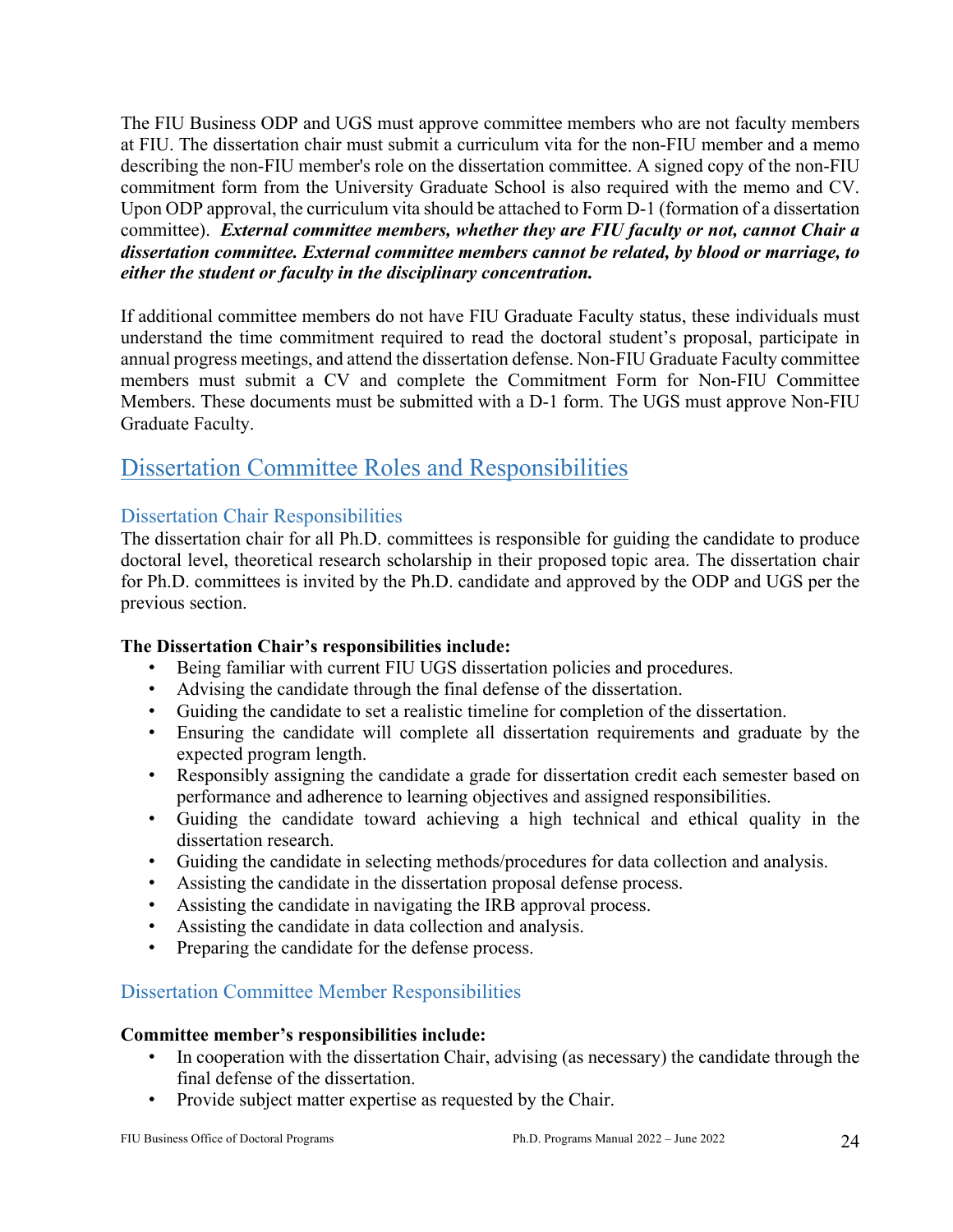The FIU Business ODP and UGS must approve committee members who are not faculty members at FIU. The dissertation chair must submit a curriculum vita for the non-FIU member and a memo describing the non-FIU member's role on the dissertation committee. A signed copy of the non-FIU commitment form from the University Graduate School is also required with the memo and CV. Upon ODP approval, the curriculum vita should be attached to Form D-1 (formation of a dissertation committee). ***External committee members, whether they are FIU faculty or not, cannot Chair a dissertation committee. External committee members cannot be related, by blood or marriage, to either the student or faculty in the disciplinary concentration.***

If additional committee members do not have FIU Graduate Faculty status, these individuals must understand the time commitment required to read the doctoral student's proposal, participate in annual progress meetings, and attend the dissertation defense. Non-FIU Graduate Faculty committee members must submit a CV and complete the Commitment Form for Non-FIU Committee Members. These documents must be submitted with a D-1 form. The UGS must approve Non-FIU Graduate Faculty.

## Dissertation Committee Roles and Responsibilities

### Dissertation Chair Responsibilities

The dissertation chair for all Ph.D. committees is responsible for guiding the candidate to produce doctoral level, theoretical research scholarship in their proposed topic area. The dissertation chair for Ph.D. committees is invited by the Ph.D. candidate and approved by the ODP and UGS per the previous section.

**The Dissertation Chair's responsibilities include:**

- Being familiar with current FIU UGS dissertation policies and procedures.
- Advising the candidate through the final defense of the dissertation.
- Guiding the candidate to set a realistic timeline for completion of the dissertation.
- Ensuring the candidate will complete all dissertation requirements and graduate by the expected program length.
- Responsibly assigning the candidate a grade for dissertation credit each semester based on performance and adherence to learning objectives and assigned responsibilities.
- Guiding the candidate toward achieving a high technical and ethical quality in the dissertation research.
- Guiding the candidate in selecting methods/procedures for data collection and analysis.
- Assisting the candidate in the dissertation proposal defense process.
- Assisting the candidate in navigating the IRB approval process.
- Assisting the candidate in data collection and analysis.
- Preparing the candidate for the defense process.

### Dissertation Committee Member Responsibilities

**Committee member's responsibilities include:**

- In cooperation with the dissertation Chair, advising (as necessary) the candidate through the final defense of the dissertation.
- Provide subject matter expertise as requested by the Chair.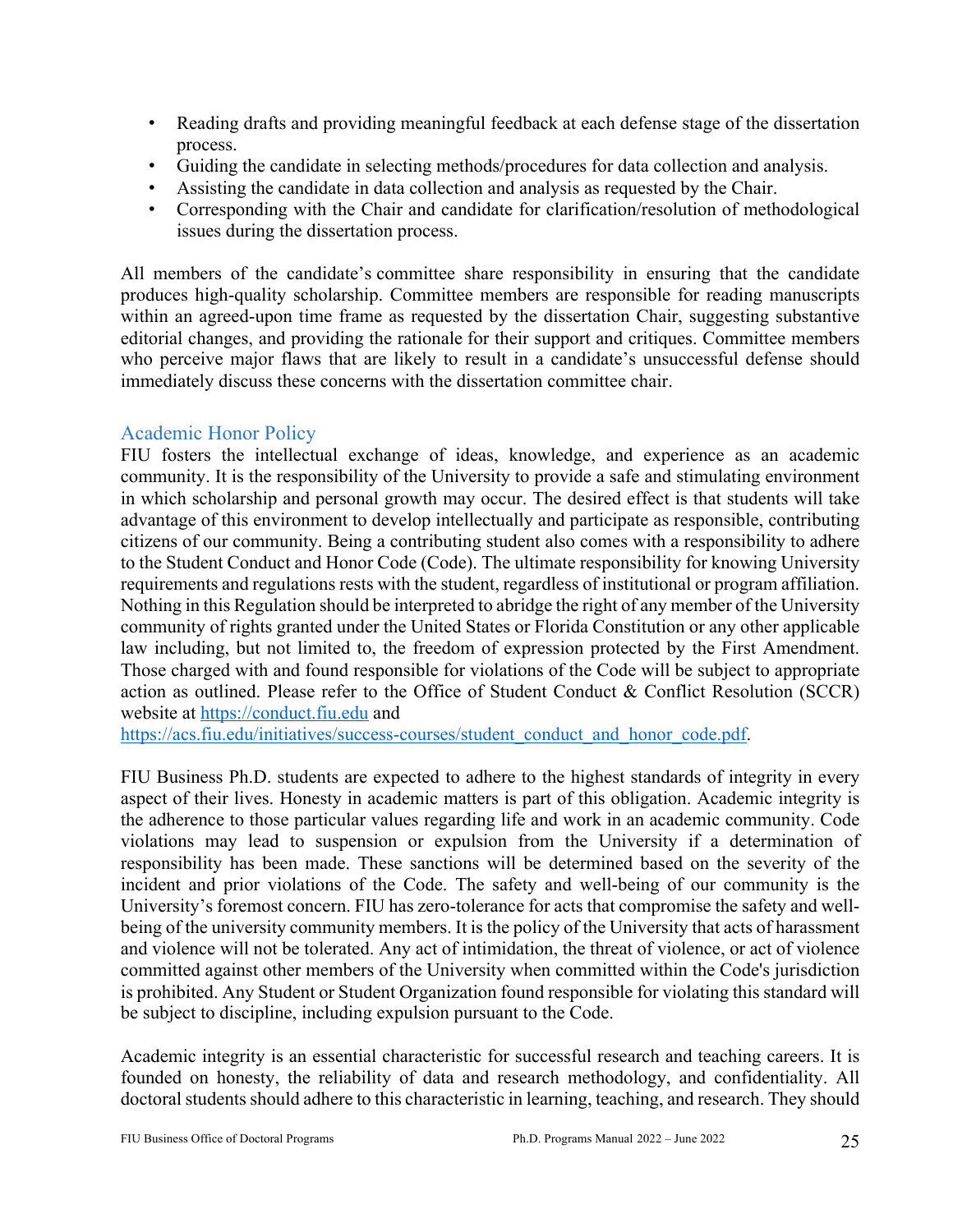- Reading drafts and providing meaningful feedback at each defense stage of the dissertation process.
- Guiding the candidate in selecting methods/procedures for data collection and analysis.
- Assisting the candidate in data collection and analysis as requested by the Chair.
- Corresponding with the Chair and candidate for clarification/resolution of methodological issues during the dissertation process.

All members of the candidate's committee share responsibility in ensuring that the candidate produces high-quality scholarship. Committee members are responsible for reading manuscripts within an agreed-upon time frame as requested by the dissertation Chair, suggesting substantive editorial changes, and providing the rationale for their support and critiques. Committee members who perceive major flaws that are likely to result in a candidate's unsuccessful defense should immediately discuss these concerns with the dissertation committee chair.

## Academic Honor Policy

FIU fosters the intellectual exchange of ideas, knowledge, and experience as an academic community. It is the responsibility of the University to provide a safe and stimulating environment in which scholarship and personal growth may occur. The desired effect is that students will take advantage of this environment to develop intellectually and participate as responsible, contributing citizens of our community. Being a contributing student also comes with a responsibility to adhere to the Student Conduct and Honor Code (Code). The ultimate responsibility for knowing University requirements and regulations rests with the student, regardless of institutional or program affiliation. Nothing in this Regulation should be interpreted to abridge the right of any member of the University community of rights granted under the United States or Florida Constitution or any other applicable law including, but not limited to, the freedom of expression protected by the First Amendment. Those charged with and found responsible for violations of the Code will be subject to appropriate action as outlined. Please refer to the Office of Student Conduct & Conflict Resolution (SCCR) website at https://conduct.fiu.edu and https://acs.fiu.edu/initiatives/success-courses/student_conduct_and_honor_code.pdf.

FIU Business Ph.D. students are expected to adhere to the highest standards of integrity in every aspect of their lives. Honesty in academic matters is part of this obligation. Academic integrity is the adherence to those particular values regarding life and work in an academic community. Code violations may lead to suspension or expulsion from the University if a determination of responsibility has been made. These sanctions will be determined based on the severity of the incident and prior violations of the Code. The safety and well-being of our community is the University's foremost concern. FIU has zero-tolerance for acts that compromise the safety and well-being of the university community members. It is the policy of the University that acts of harassment and violence will not be tolerated. Any act of intimidation, the threat of violence, or act of violence committed against other members of the University when committed within the Code's jurisdiction is prohibited. Any Student or Student Organization found responsible for violating this standard will be subject to discipline, including expulsion pursuant to the Code.

Academic integrity is an essential characteristic for successful research and teaching careers. It is founded on honesty, the reliability of data and research methodology, and confidentiality. All doctoral students should adhere to this characteristic in learning, teaching, and research. They should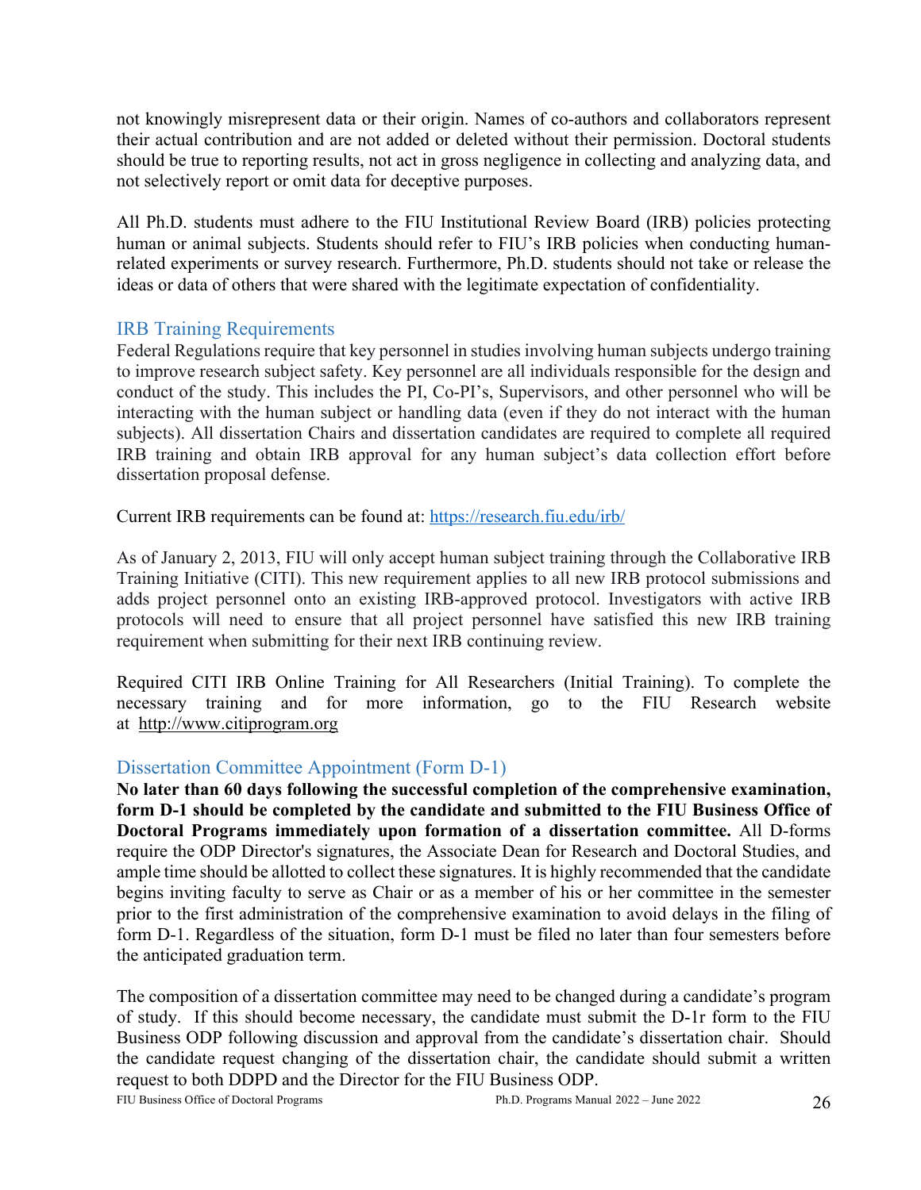not knowingly misrepresent data or their origin. Names of co-authors and collaborators represent their actual contribution and are not added or deleted without their permission. Doctoral students should be true to reporting results, not act in gross negligence in collecting and analyzing data, and not selectively report or omit data for deceptive purposes.

All Ph.D. students must adhere to the FIU Institutional Review Board (IRB) policies protecting human or animal subjects. Students should refer to FIU's IRB policies when conducting human-related experiments or survey research. Furthermore, Ph.D. students should not take or release the ideas or data of others that were shared with the legitimate expectation of confidentiality.

## IRB Training Requirements

Federal Regulations require that key personnel in studies involving human subjects undergo training to improve research subject safety. Key personnel are all individuals responsible for the design and conduct of the study. This includes the PI, Co-PI's, Supervisors, and other personnel who will be interacting with the human subject or handling data (even if they do not interact with the human subjects). All dissertation Chairs and dissertation candidates are required to complete all required IRB training and obtain IRB approval for any human subject's data collection effort before dissertation proposal defense.

Current IRB requirements can be found at: [https://research.fiu.edu/irb/](https://research.fiu.edu/irb/)

As of January 2, 2013, FIU will only accept human subject training through the Collaborative IRB Training Initiative (CITI). This new requirement applies to all new IRB protocol submissions and adds project personnel onto an existing IRB-approved protocol. Investigators with active IRB protocols will need to ensure that all project personnel have satisfied this new IRB training requirement when submitting for their next IRB continuing review.

Required CITI IRB Online Training for All Researchers (Initial Training). To complete the necessary training and for more information, go to the FIU Research website at [http://www.citiprogram.org](http://www.citiprogram.org)

## Dissertation Committee Appointment (Form D-1)

**No later than 60 days following the successful completion of the comprehensive examination, form D-1 should be completed by the candidate and submitted to the FIU Business Office of Doctoral Programs immediately upon formation of a dissertation committee.** All D-forms require the ODP Director's signatures, the Associate Dean for Research and Doctoral Studies, and ample time should be allotted to collect these signatures. It is highly recommended that the candidate begins inviting faculty to serve as Chair or as a member of his or her committee in the semester prior to the first administration of the comprehensive examination to avoid delays in the filing of form D-1. Regardless of the situation, form D-1 must be filed no later than four semesters before the anticipated graduation term.

The composition of a dissertation committee may need to be changed during a candidate's program of study. If this should become necessary, the candidate must submit the D-1r form to the FIU Business ODP following discussion and approval from the candidate's dissertation chair. Should the candidate request changing of the dissertation chair, the candidate should submit a written request to both DDPD and the Director for the FIU Business ODP.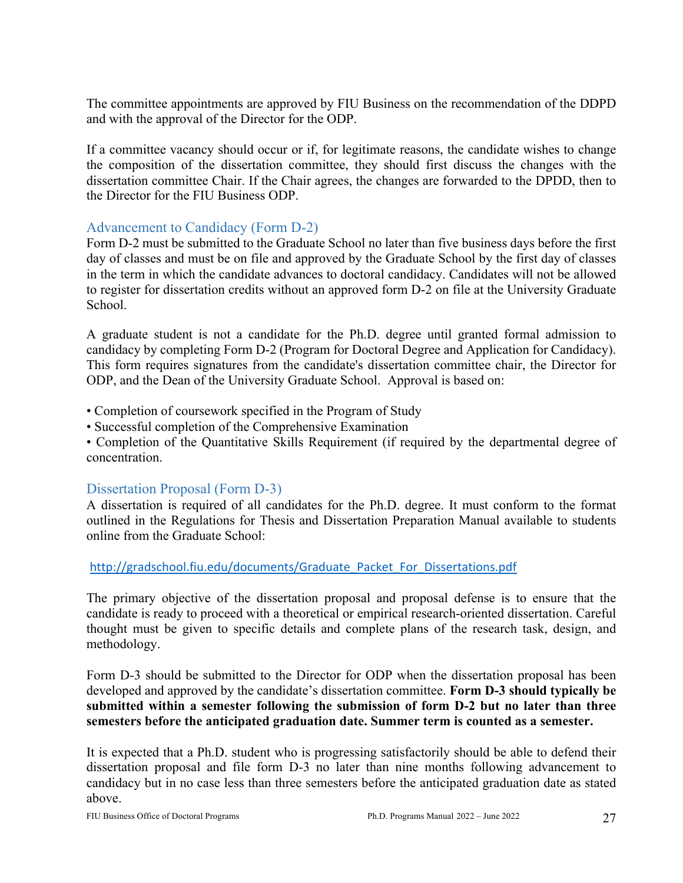The committee appointments are approved by FIU Business on the recommendation of the DDPD and with the approval of the Director for the ODP.

If a committee vacancy should occur or if, for legitimate reasons, the candidate wishes to change the composition of the dissertation committee, they should first discuss the changes with the dissertation committee Chair. If the Chair agrees, the changes are forwarded to the DPDD, then to the Director for the FIU Business ODP.

## Advancement to Candidacy (Form D-2)

Form D-2 must be submitted to the Graduate School no later than five business days before the first day of classes and must be on file and approved by the Graduate School by the first day of classes in the term in which the candidate advances to doctoral candidacy. Candidates will not be allowed to register for dissertation credits without an approved form D-2 on file at the University Graduate School.

A graduate student is not a candidate for the Ph.D. degree until granted formal admission to candidacy by completing Form D-2 (Program for Doctoral Degree and Application for Candidacy). This form requires signatures from the candidate's dissertation committee chair, the Director for ODP, and the Dean of the University Graduate School. Approval is based on:

- Completion of coursework specified in the Program of Study
- Successful completion of the Comprehensive Examination
- Completion of the Quantitative Skills Requirement (if required by the departmental degree of concentration.

## Dissertation Proposal (Form D-3)

A dissertation is required of all candidates for the Ph.D. degree. It must conform to the format outlined in the Regulations for Thesis and Dissertation Preparation Manual available to students online from the Graduate School:

http://gradschool.fiu.edu/documents/Graduate_Packet_For_Dissertations.pdf

The primary objective of the dissertation proposal and proposal defense is to ensure that the candidate is ready to proceed with a theoretical or empirical research-oriented dissertation. Careful thought must be given to specific details and complete plans of the research task, design, and methodology.

Form D-3 should be submitted to the Director for ODP when the dissertation proposal has been developed and approved by the candidate's dissertation committee. **Form D-3 should typically be submitted within a semester following the submission of form D-2 but no later than three semesters before the anticipated graduation date. Summer term is counted as a semester.**

It is expected that a Ph.D. student who is progressing satisfactorily should be able to defend their dissertation proposal and file form D-3 no later than nine months following advancement to candidacy but in no case less than three semesters before the anticipated graduation date as stated above.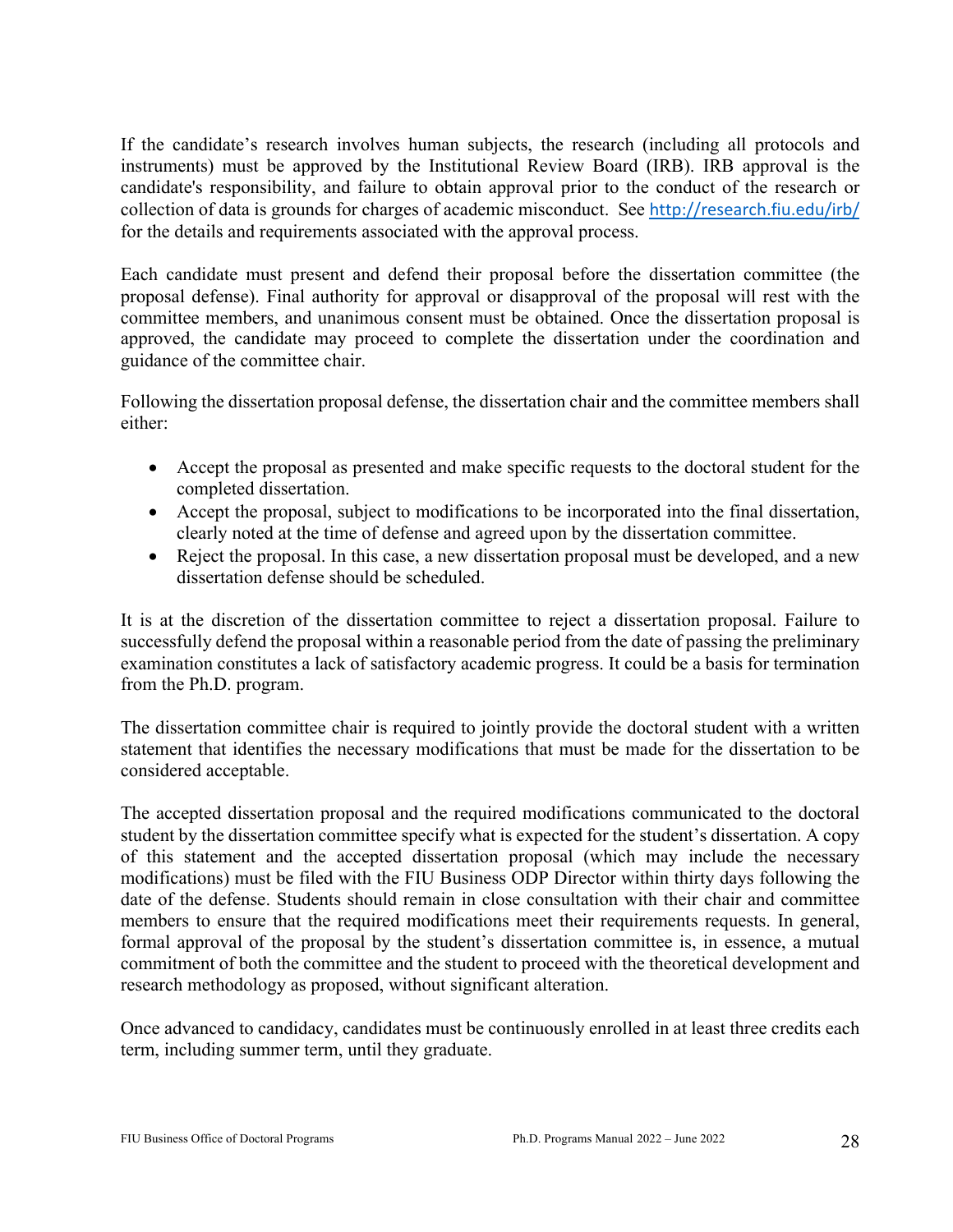If the candidate's research involves human subjects, the research (including all protocols and instruments) must be approved by the Institutional Review Board (IRB). IRB approval is the candidate's responsibility, and failure to obtain approval prior to the conduct of the research or collection of data is grounds for charges of academic misconduct. See http://research.fiu.edu/irb/ for the details and requirements associated with the approval process.

Each candidate must present and defend their proposal before the dissertation committee (the proposal defense). Final authority for approval or disapproval of the proposal will rest with the committee members, and unanimous consent must be obtained. Once the dissertation proposal is approved, the candidate may proceed to complete the dissertation under the coordination and guidance of the committee chair.

Following the dissertation proposal defense, the dissertation chair and the committee members shall either:

- Accept the proposal as presented and make specific requests to the doctoral student for the completed dissertation.
- Accept the proposal, subject to modifications to be incorporated into the final dissertation, clearly noted at the time of defense and agreed upon by the dissertation committee.
- Reject the proposal. In this case, a new dissertation proposal must be developed, and a new dissertation defense should be scheduled.

It is at the discretion of the dissertation committee to reject a dissertation proposal. Failure to successfully defend the proposal within a reasonable period from the date of passing the preliminary examination constitutes a lack of satisfactory academic progress. It could be a basis for termination from the Ph.D. program.

The dissertation committee chair is required to jointly provide the doctoral student with a written statement that identifies the necessary modifications that must be made for the dissertation to be considered acceptable.

The accepted dissertation proposal and the required modifications communicated to the doctoral student by the dissertation committee specify what is expected for the student's dissertation. A copy of this statement and the accepted dissertation proposal (which may include the necessary modifications) must be filed with the FIU Business ODP Director within thirty days following the date of the defense. Students should remain in close consultation with their chair and committee members to ensure that the required modifications meet their requirements requests. In general, formal approval of the proposal by the student's dissertation committee is, in essence, a mutual commitment of both the committee and the student to proceed with the theoretical development and research methodology as proposed, without significant alteration.

Once advanced to candidacy, candidates must be continuously enrolled in at least three credits each term, including summer term, until they graduate.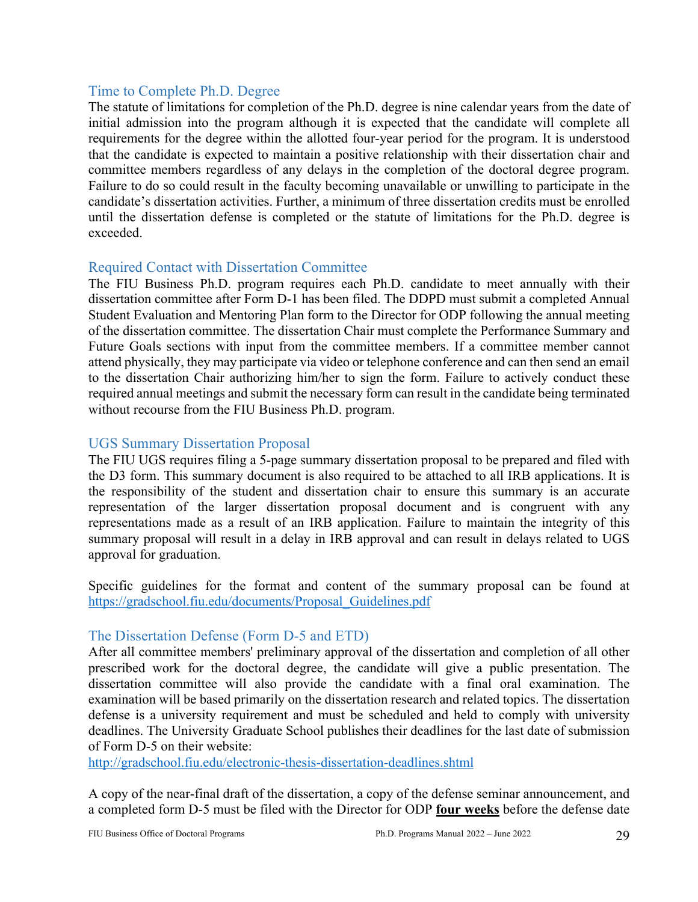## Time to Complete Ph.D. Degree

The statute of limitations for completion of the Ph.D. degree is nine calendar years from the date of initial admission into the program although it is expected that the candidate will complete all requirements for the degree within the allotted four-year period for the program. It is understood that the candidate is expected to maintain a positive relationship with their dissertation chair and committee members regardless of any delays in the completion of the doctoral degree program. Failure to do so could result in the faculty becoming unavailable or unwilling to participate in the candidate's dissertation activities. Further, a minimum of three dissertation credits must be enrolled until the dissertation defense is completed or the statute of limitations for the Ph.D. degree is exceeded.

## Required Contact with Dissertation Committee

The FIU Business Ph.D. program requires each Ph.D. candidate to meet annually with their dissertation committee after Form D-1 has been filed. The DDPD must submit a completed Annual Student Evaluation and Mentoring Plan form to the Director for ODP following the annual meeting of the dissertation committee. The dissertation Chair must complete the Performance Summary and Future Goals sections with input from the committee members. If a committee member cannot attend physically, they may participate via video or telephone conference and can then send an email to the dissertation Chair authorizing him/her to sign the form. Failure to actively conduct these required annual meetings and submit the necessary form can result in the candidate being terminated without recourse from the FIU Business Ph.D. program.

## UGS Summary Dissertation Proposal

The FIU UGS requires filing a 5-page summary dissertation proposal to be prepared and filed with the D3 form. This summary document is also required to be attached to all IRB applications. It is the responsibility of the student and dissertation chair to ensure this summary is an accurate representation of the larger dissertation proposal document and is congruent with any representations made as a result of an IRB application. Failure to maintain the integrity of this summary proposal will result in a delay in IRB approval and can result in delays related to UGS approval for graduation.

Specific guidelines for the format and content of the summary proposal can be found at https://gradschool.fiu.edu/documents/Proposal_Guidelines.pdf

## The Dissertation Defense (Form D-5 and ETD)

After all committee members' preliminary approval of the dissertation and completion of all other prescribed work for the doctoral degree, the candidate will give a public presentation. The dissertation committee will also provide the candidate with a final oral examination. The examination will be based primarily on the dissertation research and related topics. The dissertation defense is a university requirement and must be scheduled and held to comply with university deadlines. The University Graduate School publishes their deadlines for the last date of submission of Form D-5 on their website:
http://gradschool.fiu.edu/electronic-thesis-dissertation-deadlines.shtml

A copy of the near-final draft of the dissertation, a copy of the defense seminar announcement, and a completed form D-5 must be filed with the Director for ODP **four weeks** before the defense date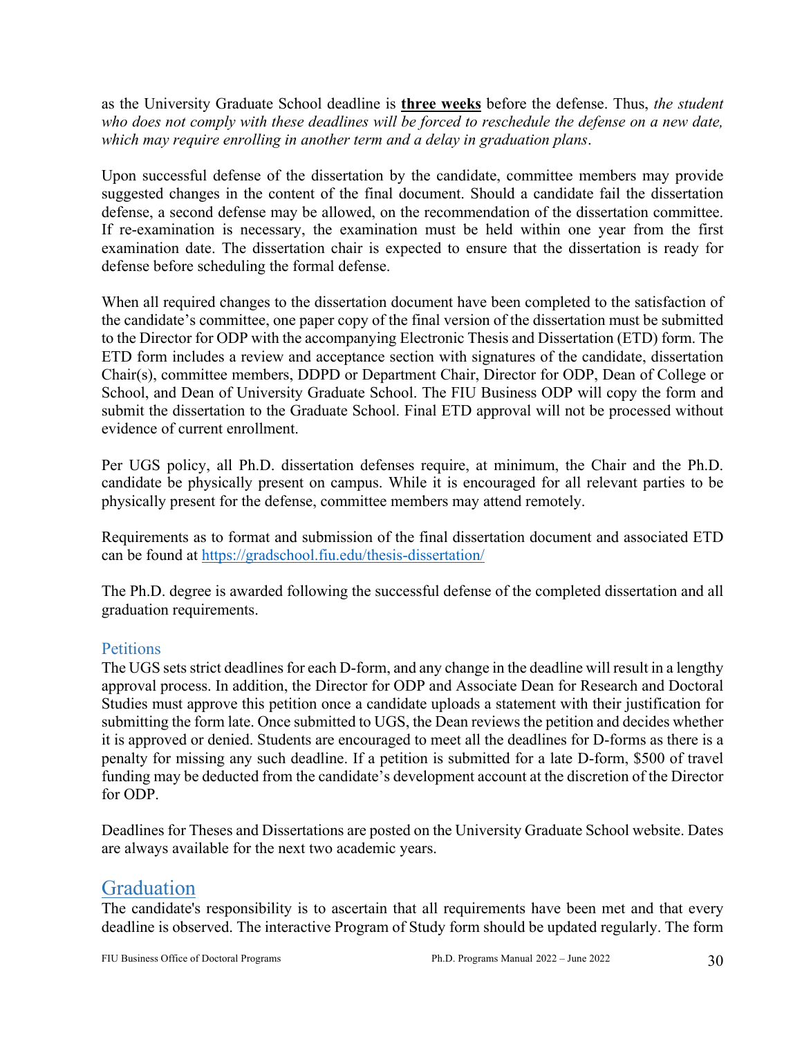as the University Graduate School deadline is **three weeks** before the defense. Thus, *the student who does not comply with these deadlines will be forced to reschedule the defense on a new date, which may require enrolling in another term and a delay in graduation plans*.

Upon successful defense of the dissertation by the candidate, committee members may provide suggested changes in the content of the final document. Should a candidate fail the dissertation defense, a second defense may be allowed, on the recommendation of the dissertation committee. If re-examination is necessary, the examination must be held within one year from the first examination date. The dissertation chair is expected to ensure that the dissertation is ready for defense before scheduling the formal defense.

When all required changes to the dissertation document have been completed to the satisfaction of the candidate's committee, one paper copy of the final version of the dissertation must be submitted to the Director for ODP with the accompanying Electronic Thesis and Dissertation (ETD) form. The ETD form includes a review and acceptance section with signatures of the candidate, dissertation Chair(s), committee members, DDPD or Department Chair, Director for ODP, Dean of College or School, and Dean of University Graduate School. The FIU Business ODP will copy the form and submit the dissertation to the Graduate School. Final ETD approval will not be processed without evidence of current enrollment.

Per UGS policy, all Ph.D. dissertation defenses require, at minimum, the Chair and the Ph.D. candidate be physically present on campus. While it is encouraged for all relevant parties to be physically present for the defense, committee members may attend remotely.

Requirements as to format and submission of the final dissertation document and associated ETD can be found at https://gradschool.fiu.edu/thesis-dissertation/

The Ph.D. degree is awarded following the successful defense of the completed dissertation and all graduation requirements.

### Petitions

The UGS sets strict deadlines for each D-form, and any change in the deadline will result in a lengthy approval process. In addition, the Director for ODP and Associate Dean for Research and Doctoral Studies must approve this petition once a candidate uploads a statement with their justification for submitting the form late. Once submitted to UGS, the Dean reviews the petition and decides whether it is approved or denied. Students are encouraged to meet all the deadlines for D-forms as there is a penalty for missing any such deadline. If a petition is submitted for a late D-form, $500 of travel funding may be deducted from the candidate's development account at the discretion of the Director for ODP.

Deadlines for Theses and Dissertations are posted on the University Graduate School website. Dates are always available for the next two academic years.

## Graduation

The candidate's responsibility is to ascertain that all requirements have been met and that every deadline is observed. The interactive Program of Study form should be updated regularly. The form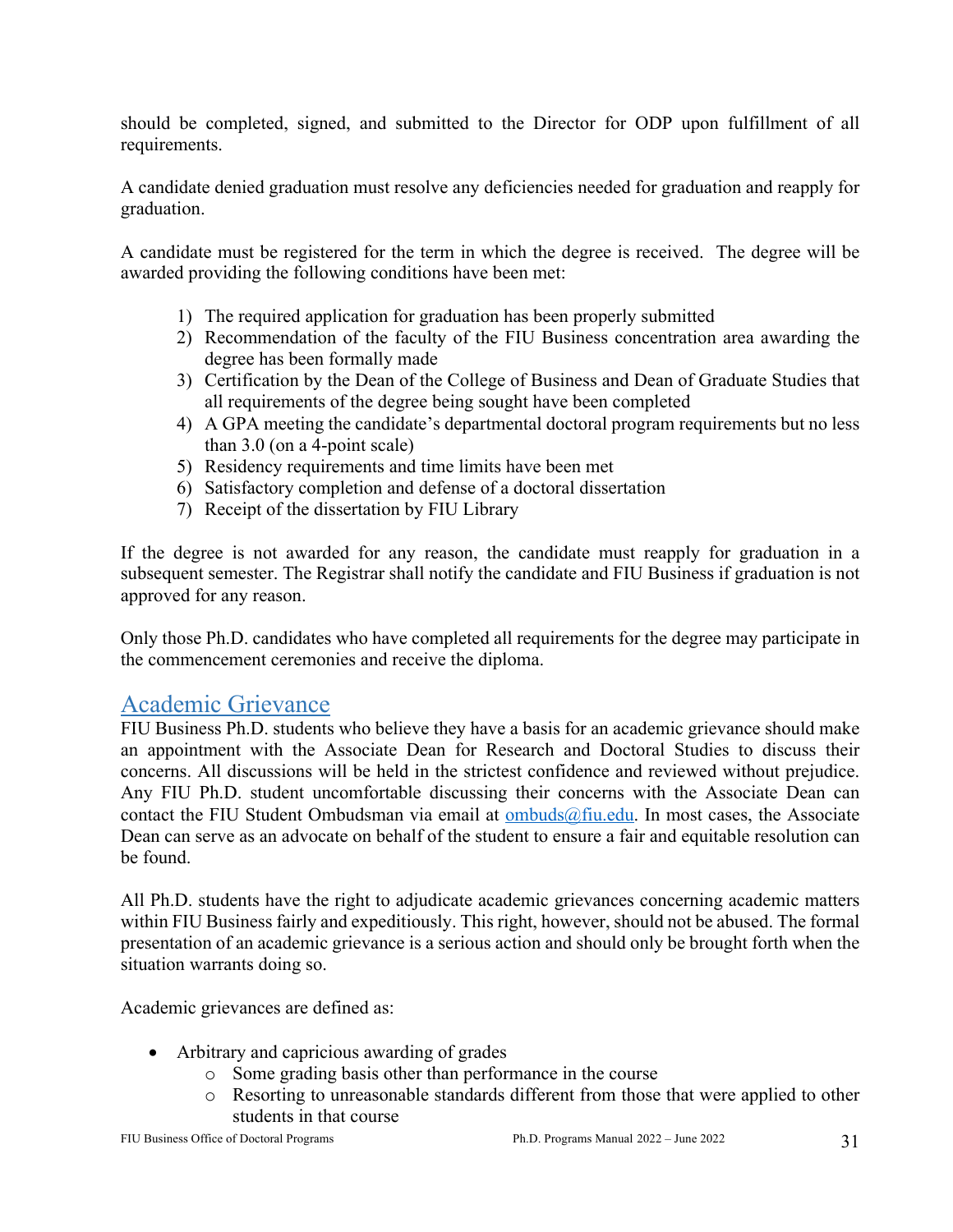should be completed, signed, and submitted to the Director for ODP upon fulfillment of all requirements.

A candidate denied graduation must resolve any deficiencies needed for graduation and reapply for graduation.

A candidate must be registered for the term in which the degree is received. The degree will be awarded providing the following conditions have been met:

1) The required application for graduation has been properly submitted
2) Recommendation of the faculty of the FIU Business concentration area awarding the degree has been formally made
3) Certification by the Dean of the College of Business and Dean of Graduate Studies that all requirements of the degree being sought have been completed
4) A GPA meeting the candidate's departmental doctoral program requirements but no less than 3.0 (on a 4-point scale)
5) Residency requirements and time limits have been met
6) Satisfactory completion and defense of a doctoral dissertation
7) Receipt of the dissertation by FIU Library

If the degree is not awarded for any reason, the candidate must reapply for graduation in a subsequent semester. The Registrar shall notify the candidate and FIU Business if graduation is not approved for any reason.

Only those Ph.D. candidates who have completed all requirements for the degree may participate in the commencement ceremonies and receive the diploma.

## Academic Grievance

FIU Business Ph.D. students who believe they have a basis for an academic grievance should make an appointment with the Associate Dean for Research and Doctoral Studies to discuss their concerns. All discussions will be held in the strictest confidence and reviewed without prejudice. Any FIU Ph.D. student uncomfortable discussing their concerns with the Associate Dean can contact the FIU Student Ombudsman via email at ombuds@fiu.edu. In most cases, the Associate Dean can serve as an advocate on behalf of the student to ensure a fair and equitable resolution can be found.

All Ph.D. students have the right to adjudicate academic grievances concerning academic matters within FIU Business fairly and expeditiously. This right, however, should not be abused. The formal presentation of an academic grievance is a serious action and should only be brought forth when the situation warrants doing so.

Academic grievances are defined as:

- Arbitrary and capricious awarding of grades
  - Some grading basis other than performance in the course
  - Resorting to unreasonable standards different from those that were applied to other students in that course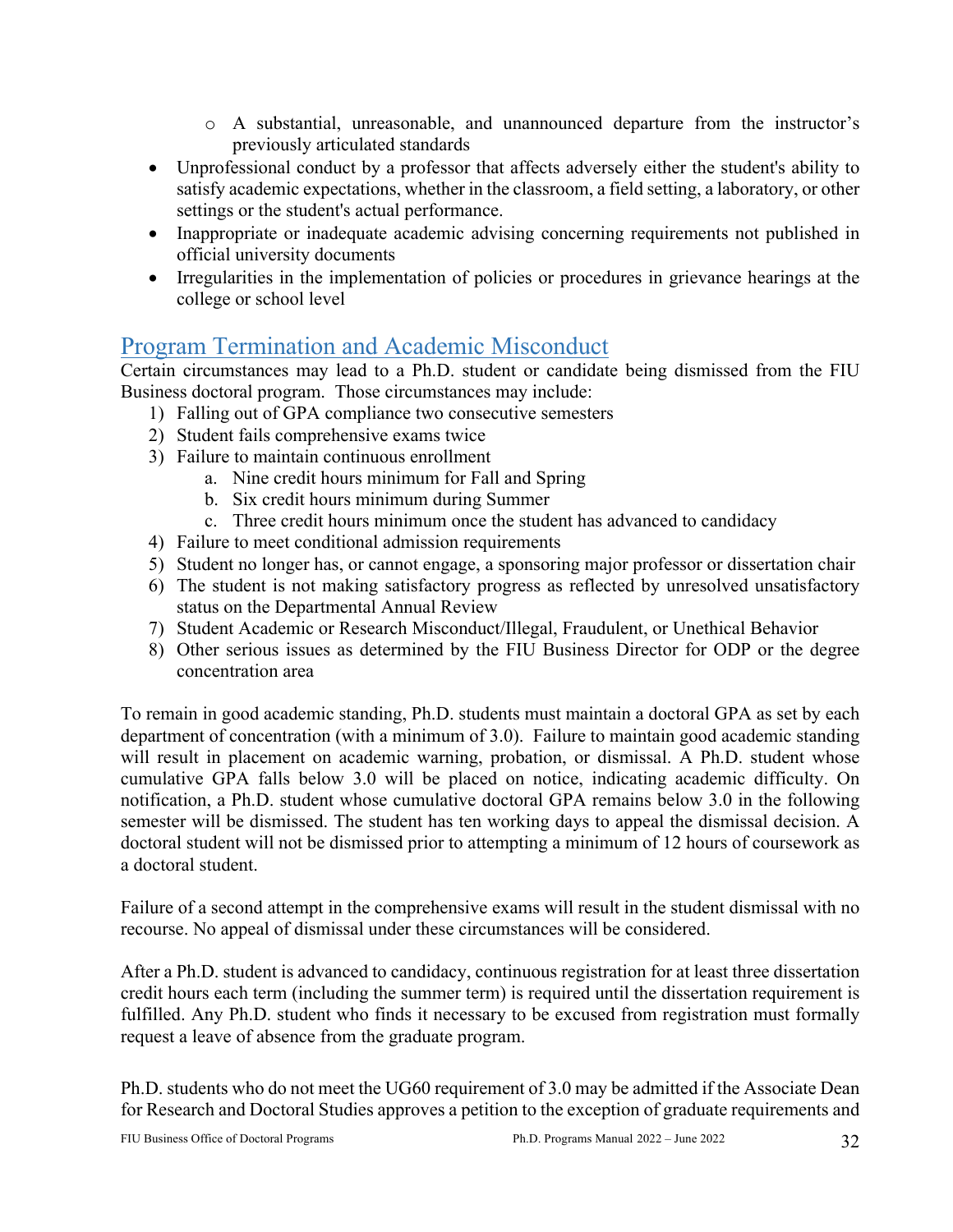- A substantial, unreasonable, and unannounced departure from the instructor's previously articulated standards
- Unprofessional conduct by a professor that affects adversely either the student's ability to satisfy academic expectations, whether in the classroom, a field setting, a laboratory, or other settings or the student's actual performance.
- Inappropriate or inadequate academic advising concerning requirements not published in official university documents
- Irregularities in the implementation of policies or procedures in grievance hearings at the college or school level

## Program Termination and Academic Misconduct

Certain circumstances may lead to a Ph.D. student or candidate being dismissed from the FIU Business doctoral program. Those circumstances may include:

1) Falling out of GPA compliance two consecutive semesters
2) Student fails comprehensive exams twice
3) Failure to maintain continuous enrollment
    a. Nine credit hours minimum for Fall and Spring
    b. Six credit hours minimum during Summer
    c. Three credit hours minimum once the student has advanced to candidacy
4) Failure to meet conditional admission requirements
5) Student no longer has, or cannot engage, a sponsoring major professor or dissertation chair
6) The student is not making satisfactory progress as reflected by unresolved unsatisfactory status on the Departmental Annual Review
7) Student Academic or Research Misconduct/Illegal, Fraudulent, or Unethical Behavior
8) Other serious issues as determined by the FIU Business Director for ODP or the degree concentration area

To remain in good academic standing, Ph.D. students must maintain a doctoral GPA as set by each department of concentration (with a minimum of 3.0). Failure to maintain good academic standing will result in placement on academic warning, probation, or dismissal. A Ph.D. student whose cumulative GPA falls below 3.0 will be placed on notice, indicating academic difficulty. On notification, a Ph.D. student whose cumulative doctoral GPA remains below 3.0 in the following semester will be dismissed. The student has ten working days to appeal the dismissal decision. A doctoral student will not be dismissed prior to attempting a minimum of 12 hours of coursework as a doctoral student.

Failure of a second attempt in the comprehensive exams will result in the student dismissal with no recourse. No appeal of dismissal under these circumstances will be considered.

After a Ph.D. student is advanced to candidacy, continuous registration for at least three dissertation credit hours each term (including the summer term) is required until the dissertation requirement is fulfilled. Any Ph.D. student who finds it necessary to be excused from registration must formally request a leave of absence from the graduate program.

Ph.D. students who do not meet the UG60 requirement of 3.0 may be admitted if the Associate Dean for Research and Doctoral Studies approves a petition to the exception of graduate requirements and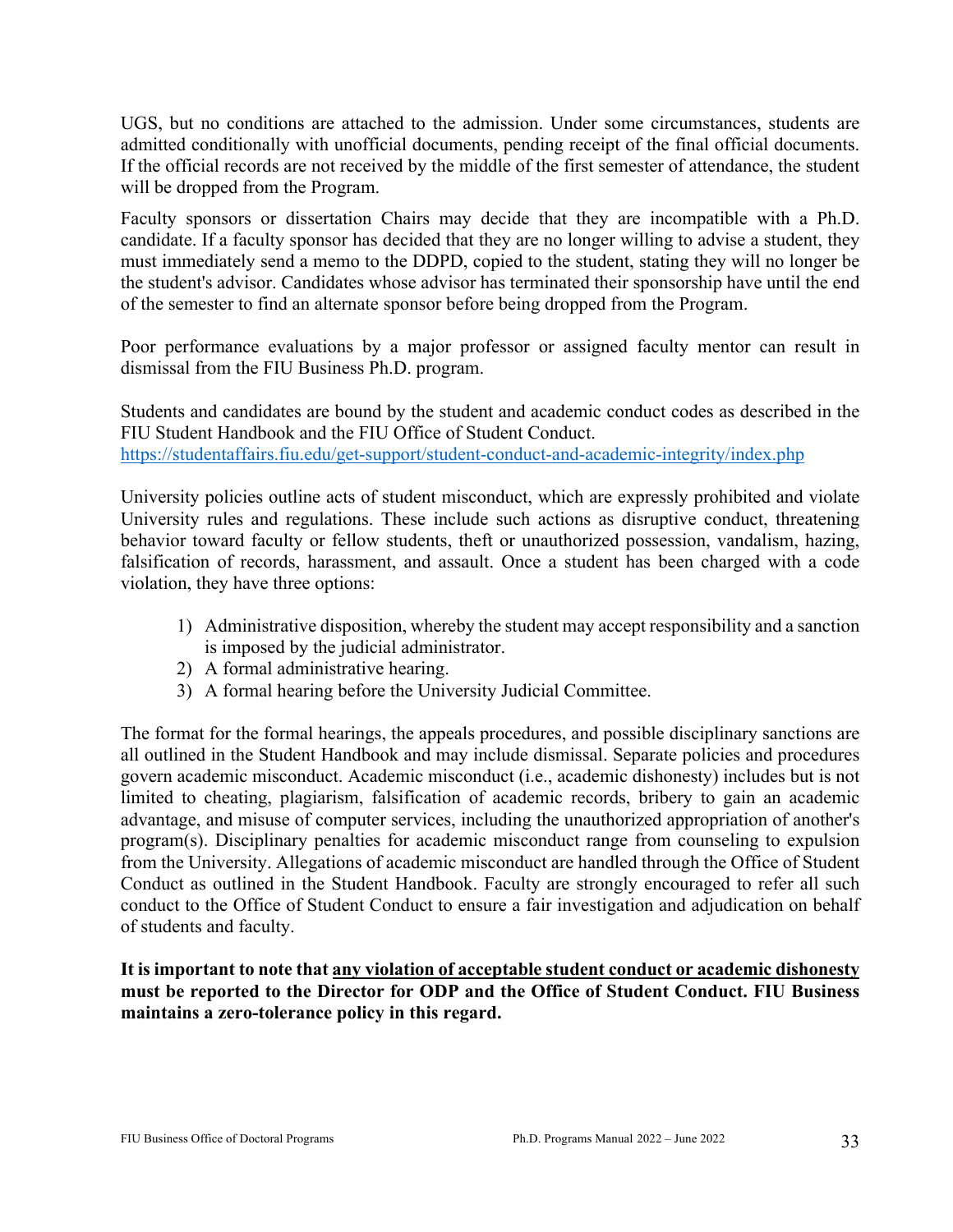UGS, but no conditions are attached to the admission. Under some circumstances, students are admitted conditionally with unofficial documents, pending receipt of the final official documents. If the official records are not received by the middle of the first semester of attendance, the student will be dropped from the Program.

Faculty sponsors or dissertation Chairs may decide that they are incompatible with a Ph.D. candidate. If a faculty sponsor has decided that they are no longer willing to advise a student, they must immediately send a memo to the DDPD, copied to the student, stating they will no longer be the student's advisor. Candidates whose advisor has terminated their sponsorship have until the end of the semester to find an alternate sponsor before being dropped from the Program.

Poor performance evaluations by a major professor or assigned faculty mentor can result in dismissal from the FIU Business Ph.D. program.

Students and candidates are bound by the student and academic conduct codes as described in the FIU Student Handbook and the FIU Office of Student Conduct. https://studentaffairs.fiu.edu/get-support/student-conduct-and-academic-integrity/index.php

University policies outline acts of student misconduct, which are expressly prohibited and violate University rules and regulations. These include such actions as disruptive conduct, threatening behavior toward faculty or fellow students, theft or unauthorized possession, vandalism, hazing, falsification of records, harassment, and assault. Once a student has been charged with a code violation, they have three options:

1) Administrative disposition, whereby the student may accept responsibility and a sanction is imposed by the judicial administrator.
2) A formal administrative hearing.
3) A formal hearing before the University Judicial Committee.

The format for the formal hearings, the appeals procedures, and possible disciplinary sanctions are all outlined in the Student Handbook and may include dismissal. Separate policies and procedures govern academic misconduct. Academic misconduct (i.e., academic dishonesty) includes but is not limited to cheating, plagiarism, falsification of academic records, bribery to gain an academic advantage, and misuse of computer services, including the unauthorized appropriation of another's program(s). Disciplinary penalties for academic misconduct range from counseling to expulsion from the University. Allegations of academic misconduct are handled through the Office of Student Conduct as outlined in the Student Handbook. Faculty are strongly encouraged to refer all such conduct to the Office of Student Conduct to ensure a fair investigation and adjudication on behalf of students and faculty.

**It is important to note that <u>any violation of acceptable student conduct or academic dishonesty</u> must be reported to the Director for ODP and the Office of Student Conduct. FIU Business maintains a zero-tolerance policy in this regard.**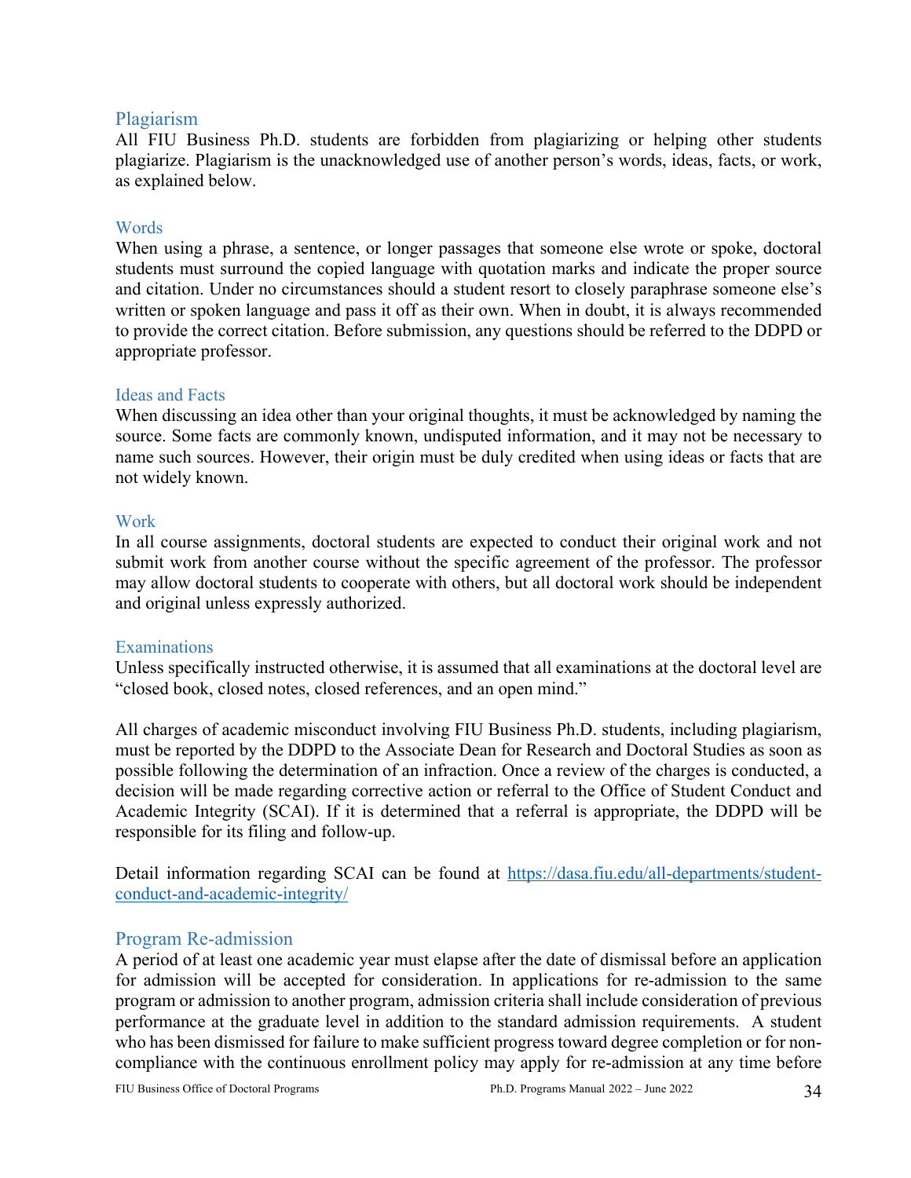## Plagiarism

All FIU Business Ph.D. students are forbidden from plagiarizing or helping other students plagiarize. Plagiarism is the unacknowledged use of another person's words, ideas, facts, or work, as explained below.

### Words

When using a phrase, a sentence, or longer passages that someone else wrote or spoke, doctoral students must surround the copied language with quotation marks and indicate the proper source and citation. Under no circumstances should a student resort to closely paraphrase someone else's written or spoken language and pass it off as their own. When in doubt, it is always recommended to provide the correct citation. Before submission, any questions should be referred to the DDPD or appropriate professor.

### Ideas and Facts

When discussing an idea other than your original thoughts, it must be acknowledged by naming the source. Some facts are commonly known, undisputed information, and it may not be necessary to name such sources. However, their origin must be duly credited when using ideas or facts that are not widely known.

### Work

In all course assignments, doctoral students are expected to conduct their original work and not submit work from another course without the specific agreement of the professor. The professor may allow doctoral students to cooperate with others, but all doctoral work should be independent and original unless expressly authorized.

### Examinations

Unless specifically instructed otherwise, it is assumed that all examinations at the doctoral level are "closed book, closed notes, closed references, and an open mind."

All charges of academic misconduct involving FIU Business Ph.D. students, including plagiarism, must be reported by the DDPD to the Associate Dean for Research and Doctoral Studies as soon as possible following the determination of an infraction. Once a review of the charges is conducted, a decision will be made regarding corrective action or referral to the Office of Student Conduct and Academic Integrity (SCAI). If it is determined that a referral is appropriate, the DDPD will be responsible for its filing and follow-up.

Detail information regarding SCAI can be found at [https://dasa.fiu.edu/all-departments/student-conduct-and-academic-integrity/](https://dasa.fiu.edu/all-departments/student-conduct-and-academic-integrity/)

## Program Re-admission

A period of at least one academic year must elapse after the date of dismissal before an application for admission will be accepted for consideration. In applications for re-admission to the same program or admission to another program, admission criteria shall include consideration of previous performance at the graduate level in addition to the standard admission requirements. A student who has been dismissed for failure to make sufficient progress toward degree completion or for non-compliance with the continuous enrollment policy may apply for re-admission at any time before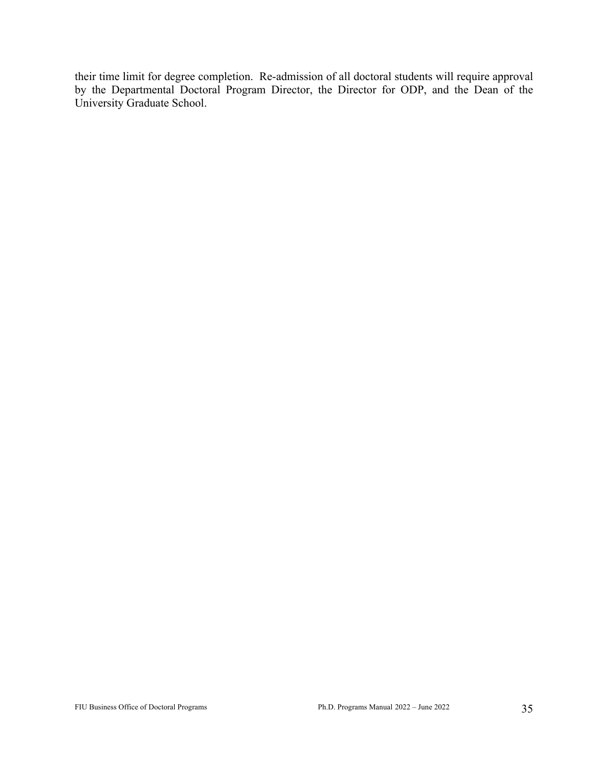their time limit for degree completion. Re-admission of all doctoral students will require approval by the Departmental Doctoral Program Director, the Director for ODP, and the Dean of the University Graduate School.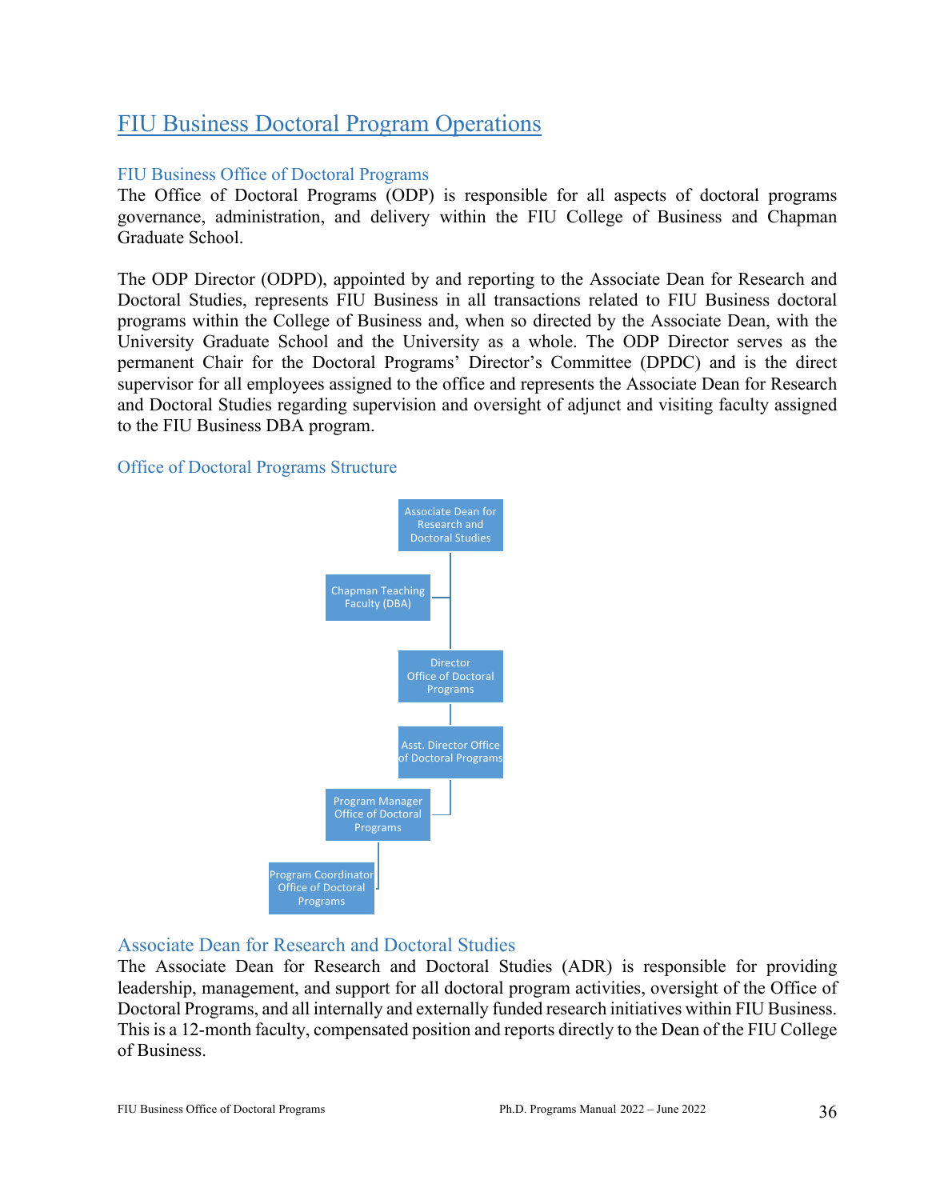# FIU Business Doctoral Program Operations

## FIU Business Office of Doctoral Programs

The Office of Doctoral Programs (ODP) is responsible for all aspects of doctoral programs governance, administration, and delivery within the FIU College of Business and Chapman Graduate School.

The ODP Director (ODPD), appointed by and reporting to the Associate Dean for Research and Doctoral Studies, represents FIU Business in all transactions related to FIU Business doctoral programs within the College of Business and, when so directed by the Associate Dean, with the University Graduate School and the University as a whole. The ODP Director serves as the permanent Chair for the Doctoral Programs' Director's Committee (DPDC) and is the direct supervisor for all employees assigned to the office and represents the Associate Dean for Research and Doctoral Studies regarding supervision and oversight of adjunct and visiting faculty assigned to the FIU Business DBA program.

## Office of Doctoral Programs Structure

Associate Dean for Research and Doctoral Studies

Chapman Teaching Faculty (DBA)

Director Office of Doctoral Programs

Asst. Director Office of Doctoral Programs

Program Manager Office of Doctoral Programs

Program Coordinator Office of Doctoral Programs

## Associate Dean for Research and Doctoral Studies

The Associate Dean for Research and Doctoral Studies (ADR) is responsible for providing leadership, management, and support for all doctoral program activities, oversight of the Office of Doctoral Programs, and all internally and externally funded research initiatives within FIU Business. This is a 12-month faculty, compensated position and reports directly to the Dean of the FIU College of Business.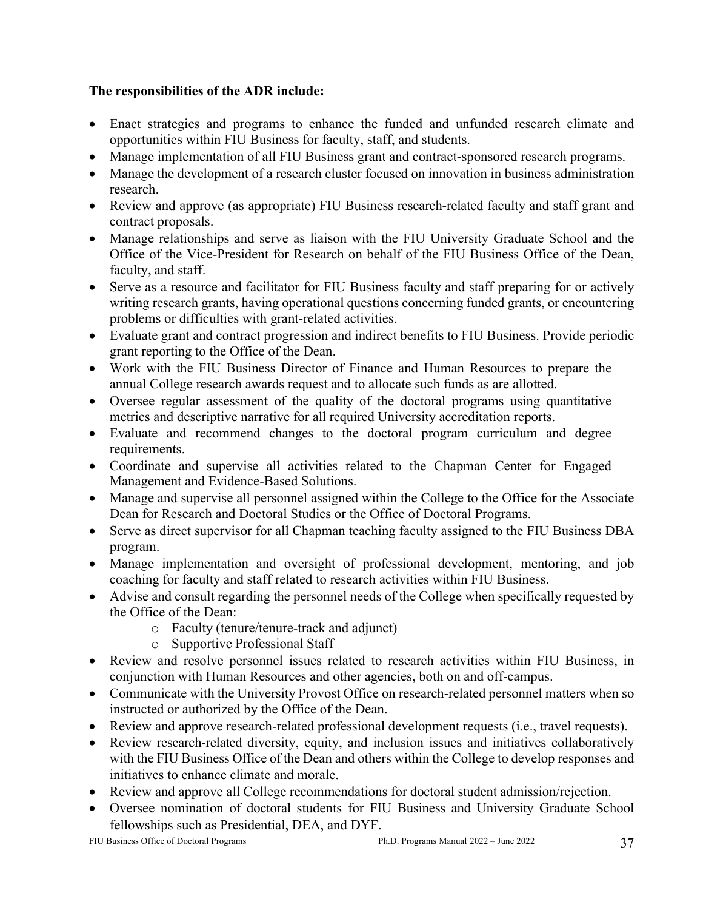**The responsibilities of the ADR include:**

- Enact strategies and programs to enhance the funded and unfunded research climate and opportunities within FIU Business for faculty, staff, and students.
- Manage implementation of all FIU Business grant and contract-sponsored research programs.
- Manage the development of a research cluster focused on innovation in business administration research.
- Review and approve (as appropriate) FIU Business research-related faculty and staff grant and contract proposals.
- Manage relationships and serve as liaison with the FIU University Graduate School and the Office of the Vice-President for Research on behalf of the FIU Business Office of the Dean, faculty, and staff.
- Serve as a resource and facilitator for FIU Business faculty and staff preparing for or actively writing research grants, having operational questions concerning funded grants, or encountering problems or difficulties with grant-related activities.
- Evaluate grant and contract progression and indirect benefits to FIU Business. Provide periodic grant reporting to the Office of the Dean.
- Work with the FIU Business Director of Finance and Human Resources to prepare the annual College research awards request and to allocate such funds as are allotted.
- Oversee regular assessment of the quality of the doctoral programs using quantitative metrics and descriptive narrative for all required University accreditation reports.
- Evaluate and recommend changes to the doctoral program curriculum and degree requirements.
- Coordinate and supervise all activities related to the Chapman Center for Engaged Management and Evidence-Based Solutions.
- Manage and supervise all personnel assigned within the College to the Office for the Associate Dean for Research and Doctoral Studies or the Office of Doctoral Programs.
- Serve as direct supervisor for all Chapman teaching faculty assigned to the FIU Business DBA program.
- Manage implementation and oversight of professional development, mentoring, and job coaching for faculty and staff related to research activities within FIU Business.
- Advise and consult regarding the personnel needs of the College when specifically requested by the Office of the Dean:
  - Faculty (tenure/tenure-track and adjunct)
  - Supportive Professional Staff
- Review and resolve personnel issues related to research activities within FIU Business, in conjunction with Human Resources and other agencies, both on and off-campus.
- Communicate with the University Provost Office on research-related personnel matters when so instructed or authorized by the Office of the Dean.
- Review and approve research-related professional development requests (i.e., travel requests).
- Review research-related diversity, equity, and inclusion issues and initiatives collaboratively with the FIU Business Office of the Dean and others within the College to develop responses and initiatives to enhance climate and morale.
- Review and approve all College recommendations for doctoral student admission/rejection.
- Oversee nomination of doctoral students for FIU Business and University Graduate School fellowships such as Presidential, DEA, and DYF.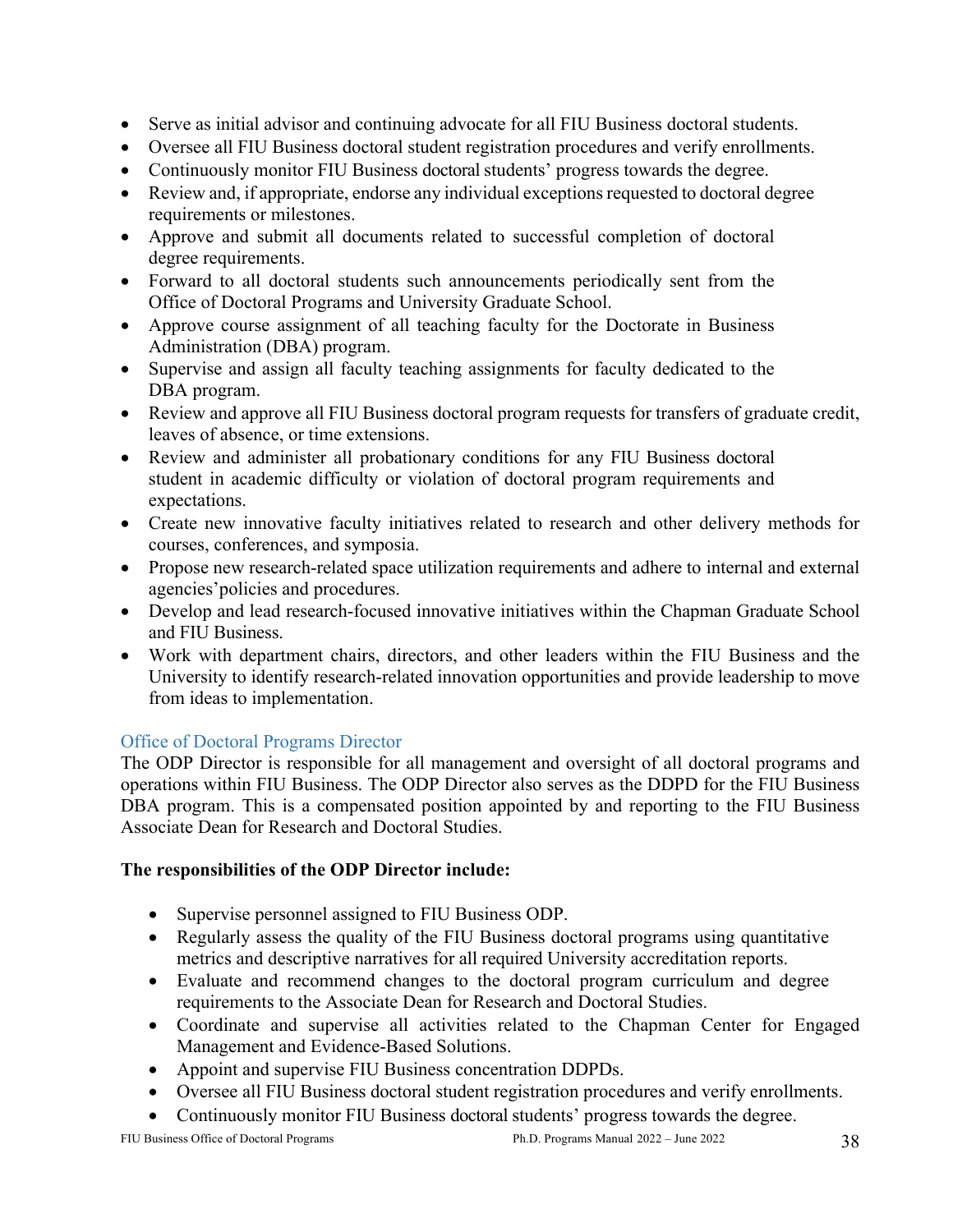- Serve as initial advisor and continuing advocate for all FIU Business doctoral students.
- Oversee all FIU Business doctoral student registration procedures and verify enrollments.
- Continuously monitor FIU Business doctoral students' progress towards the degree.
- Review and, if appropriate, endorse any individual exceptions requested to doctoral degree requirements or milestones.
- Approve and submit all documents related to successful completion of doctoral degree requirements.
- Forward to all doctoral students such announcements periodically sent from the Office of Doctoral Programs and University Graduate School.
- Approve course assignment of all teaching faculty for the Doctorate in Business Administration (DBA) program.
- Supervise and assign all faculty teaching assignments for faculty dedicated to the DBA program.
- Review and approve all FIU Business doctoral program requests for transfers of graduate credit, leaves of absence, or time extensions.
- Review and administer all probationary conditions for any FIU Business doctoral student in academic difficulty or violation of doctoral program requirements and expectations.
- Create new innovative faculty initiatives related to research and other delivery methods for courses, conferences, and symposia.
- Propose new research-related space utilization requirements and adhere to internal and external agencies'policies and procedures.
- Develop and lead research-focused innovative initiatives within the Chapman Graduate School and FIU Business.
- Work with department chairs, directors, and other leaders within the FIU Business and the University to identify research-related innovation opportunities and provide leadership to move from ideas to implementation.

### Office of Doctoral Programs Director

The ODP Director is responsible for all management and oversight of all doctoral programs and operations within FIU Business. The ODP Director also serves as the DDPD for the FIU Business DBA program. This is a compensated position appointed by and reporting to the FIU Business Associate Dean for Research and Doctoral Studies.

**The responsibilities of the ODP Director include:**

- Supervise personnel assigned to FIU Business ODP.
- Regularly assess the quality of the FIU Business doctoral programs using quantitative metrics and descriptive narratives for all required University accreditation reports.
- Evaluate and recommend changes to the doctoral program curriculum and degree requirements to the Associate Dean for Research and Doctoral Studies.
- Coordinate and supervise all activities related to the Chapman Center for Engaged Management and Evidence-Based Solutions.
- Appoint and supervise FIU Business concentration DDPDs.
- Oversee all FIU Business doctoral student registration procedures and verify enrollments.
- Continuously monitor FIU Business doctoral students' progress towards the degree.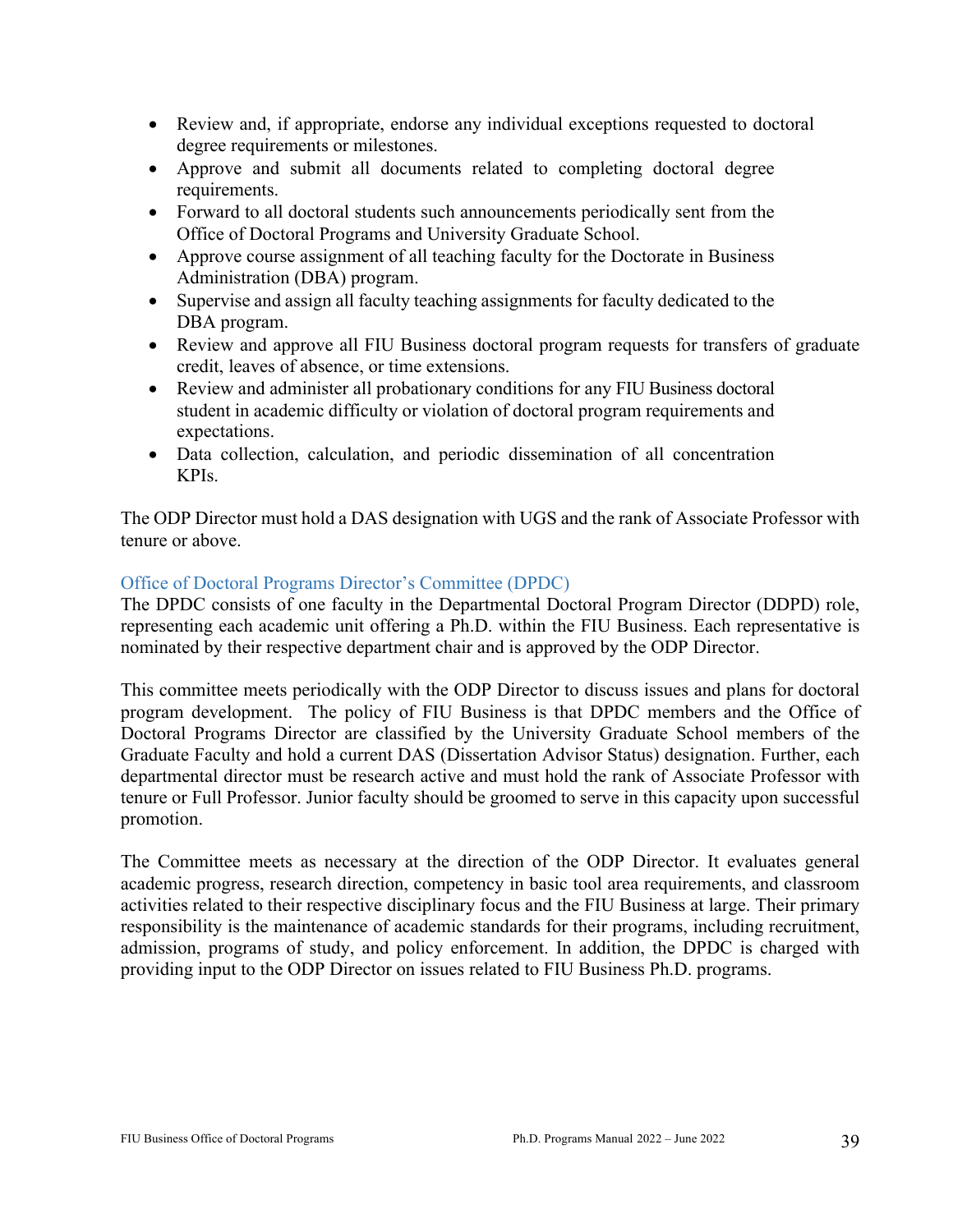- Review and, if appropriate, endorse any individual exceptions requested to doctoral degree requirements or milestones.
- Approve and submit all documents related to completing doctoral degree requirements.
- Forward to all doctoral students such announcements periodically sent from the Office of Doctoral Programs and University Graduate School.
- Approve course assignment of all teaching faculty for the Doctorate in Business Administration (DBA) program.
- Supervise and assign all faculty teaching assignments for faculty dedicated to the DBA program.
- Review and approve all FIU Business doctoral program requests for transfers of graduate credit, leaves of absence, or time extensions.
- Review and administer all probationary conditions for any FIU Business doctoral student in academic difficulty or violation of doctoral program requirements and expectations.
- Data collection, calculation, and periodic dissemination of all concentration KPIs.

The ODP Director must hold a DAS designation with UGS and the rank of Associate Professor with tenure or above.

### Office of Doctoral Programs Director's Committee (DPDC)

The DPDC consists of one faculty in the Departmental Doctoral Program Director (DDPD) role, representing each academic unit offering a Ph.D. within the FIU Business. Each representative is nominated by their respective department chair and is approved by the ODP Director.

This committee meets periodically with the ODP Director to discuss issues and plans for doctoral program development. The policy of FIU Business is that DPDC members and the Office of Doctoral Programs Director are classified by the University Graduate School members of the Graduate Faculty and hold a current DAS (Dissertation Advisor Status) designation. Further, each departmental director must be research active and must hold the rank of Associate Professor with tenure or Full Professor. Junior faculty should be groomed to serve in this capacity upon successful promotion.

The Committee meets as necessary at the direction of the ODP Director. It evaluates general academic progress, research direction, competency in basic tool area requirements, and classroom activities related to their respective disciplinary focus and the FIU Business at large. Their primary responsibility is the maintenance of academic standards for their programs, including recruitment, admission, programs of study, and policy enforcement. In addition, the DPDC is charged with providing input to the ODP Director on issues related to FIU Business Ph.D. programs.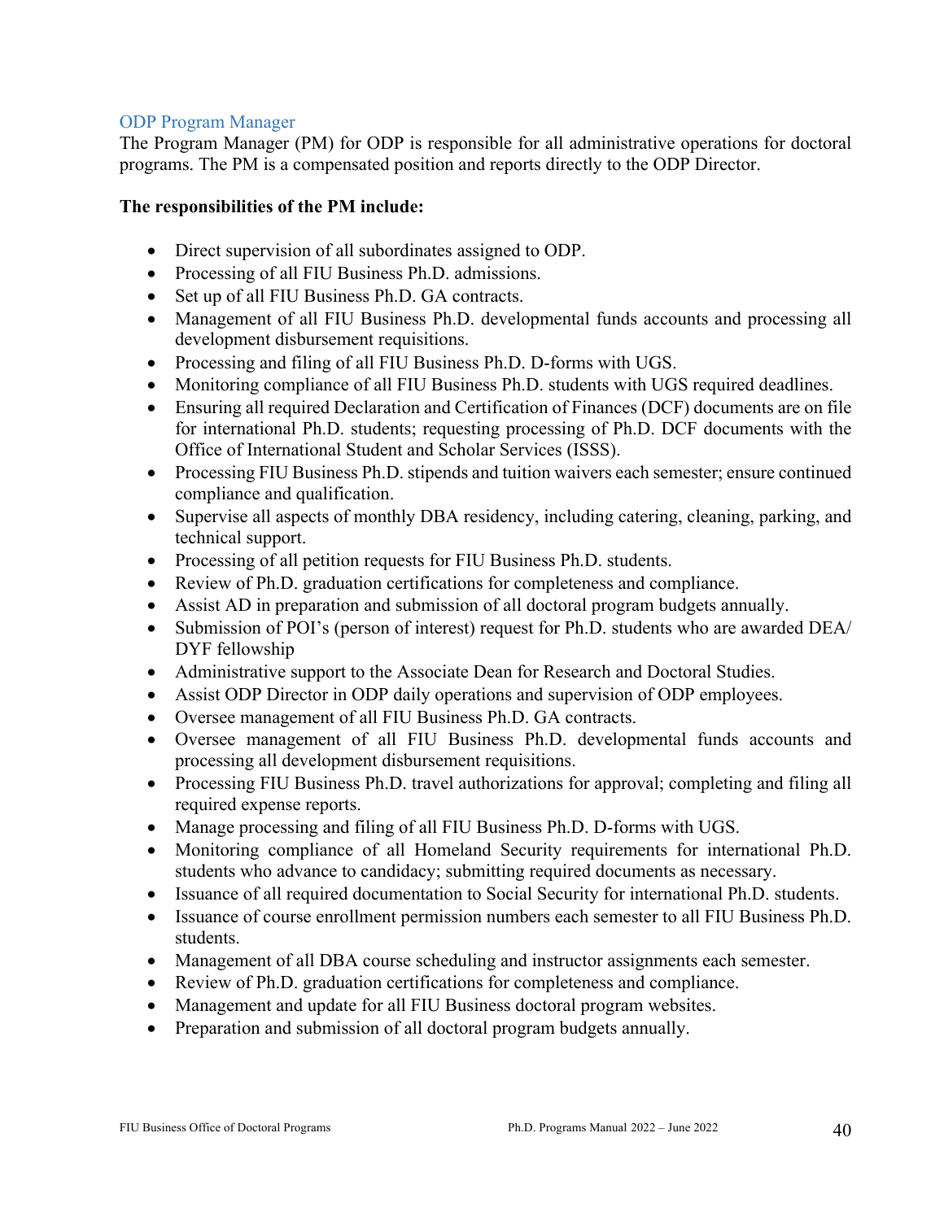## ODP Program Manager

The Program Manager (PM) for ODP is responsible for all administrative operations for doctoral programs. The PM is a compensated position and reports directly to the ODP Director.

**The responsibilities of the PM include:**

- Direct supervision of all subordinates assigned to ODP.
- Processing of all FIU Business Ph.D. admissions.
- Set up of all FIU Business Ph.D. GA contracts.
- Management of all FIU Business Ph.D. developmental funds accounts and processing all development disbursement requisitions.
- Processing and filing of all FIU Business Ph.D. D-forms with UGS.
- Monitoring compliance of all FIU Business Ph.D. students with UGS required deadlines.
- Ensuring all required Declaration and Certification of Finances (DCF) documents are on file for international Ph.D. students; requesting processing of Ph.D. DCF documents with the Office of International Student and Scholar Services (ISSS).
- Processing FIU Business Ph.D. stipends and tuition waivers each semester; ensure continued compliance and qualification.
- Supervise all aspects of monthly DBA residency, including catering, cleaning, parking, and technical support.
- Processing of all petition requests for FIU Business Ph.D. students.
- Review of Ph.D. graduation certifications for completeness and compliance.
- Assist AD in preparation and submission of all doctoral program budgets annually.
- Submission of POI's (person of interest) request for Ph.D. students who are awarded DEA/ DYF fellowship
- Administrative support to the Associate Dean for Research and Doctoral Studies.
- Assist ODP Director in ODP daily operations and supervision of ODP employees.
- Oversee management of all FIU Business Ph.D. GA contracts.
- Oversee management of all FIU Business Ph.D. developmental funds accounts and processing all development disbursement requisitions.
- Processing FIU Business Ph.D. travel authorizations for approval; completing and filing all required expense reports.
- Manage processing and filing of all FIU Business Ph.D. D-forms with UGS.
- Monitoring compliance of all Homeland Security requirements for international Ph.D. students who advance to candidacy; submitting required documents as necessary.
- Issuance of all required documentation to Social Security for international Ph.D. students.
- Issuance of course enrollment permission numbers each semester to all FIU Business Ph.D. students.
- Management of all DBA course scheduling and instructor assignments each semester.
- Review of Ph.D. graduation certifications for completeness and compliance.
- Management and update for all FIU Business doctoral program websites.
- Preparation and submission of all doctoral program budgets annually.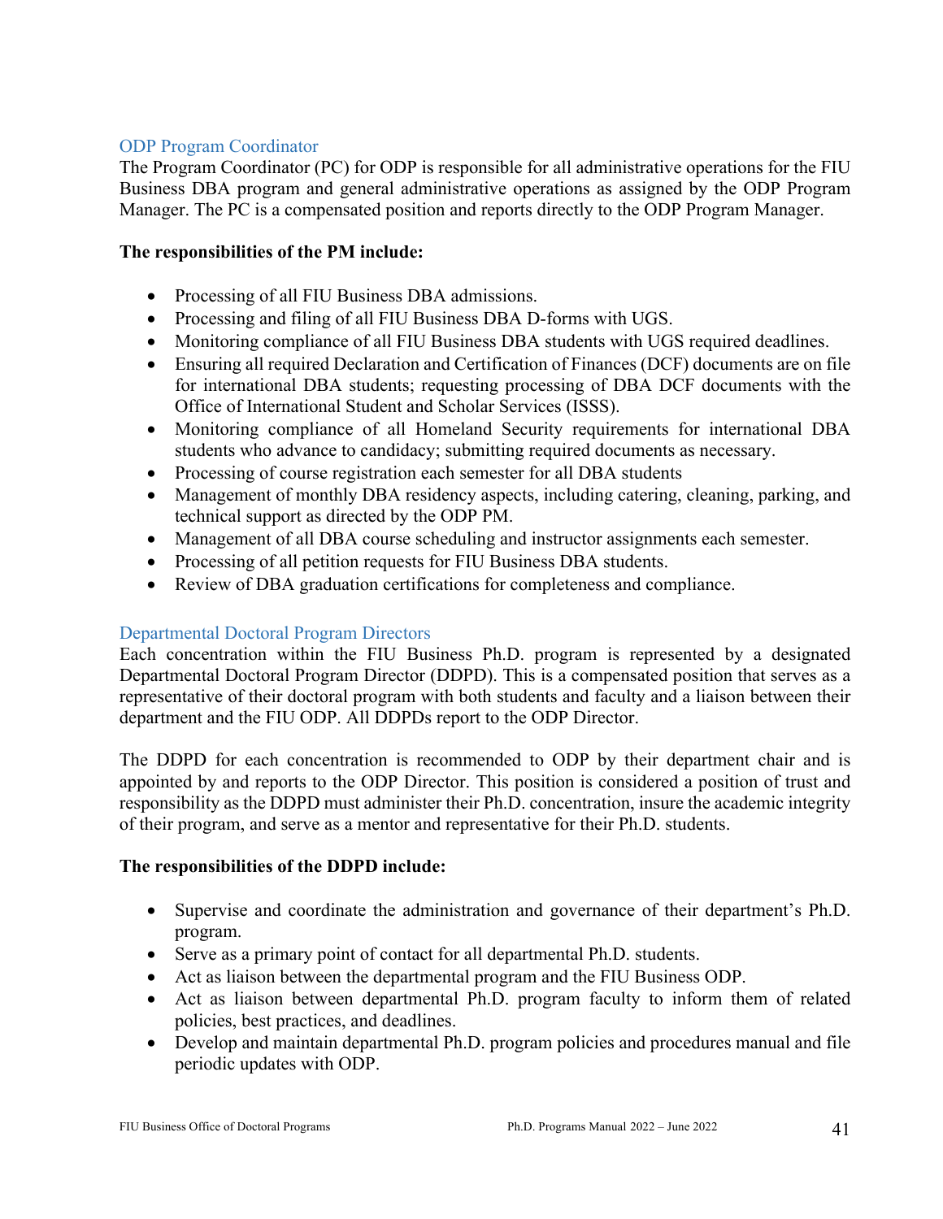### ODP Program Coordinator

The Program Coordinator (PC) for ODP is responsible for all administrative operations for the FIU Business DBA program and general administrative operations as assigned by the ODP Program Manager. The PC is a compensated position and reports directly to the ODP Program Manager.

**The responsibilities of the PM include:**

- Processing of all FIU Business DBA admissions.
- Processing and filing of all FIU Business DBA D-forms with UGS.
- Monitoring compliance of all FIU Business DBA students with UGS required deadlines.
- Ensuring all required Declaration and Certification of Finances (DCF) documents are on file for international DBA students; requesting processing of DBA DCF documents with the Office of International Student and Scholar Services (ISSS).
- Monitoring compliance of all Homeland Security requirements for international DBA students who advance to candidacy; submitting required documents as necessary.
- Processing of course registration each semester for all DBA students
- Management of monthly DBA residency aspects, including catering, cleaning, parking, and technical support as directed by the ODP PM.
- Management of all DBA course scheduling and instructor assignments each semester.
- Processing of all petition requests for FIU Business DBA students.
- Review of DBA graduation certifications for completeness and compliance.

### Departmental Doctoral Program Directors

Each concentration within the FIU Business Ph.D. program is represented by a designated Departmental Doctoral Program Director (DDPD). This is a compensated position that serves as a representative of their doctoral program with both students and faculty and a liaison between their department and the FIU ODP. All DDPDs report to the ODP Director.

The DDPD for each concentration is recommended to ODP by their department chair and is appointed by and reports to the ODP Director. This position is considered a position of trust and responsibility as the DDPD must administer their Ph.D. concentration, insure the academic integrity of their program, and serve as a mentor and representative for their Ph.D. students.

**The responsibilities of the DDPD include:**

- Supervise and coordinate the administration and governance of their department's Ph.D. program.
- Serve as a primary point of contact for all departmental Ph.D. students.
- Act as liaison between the departmental program and the FIU Business ODP.
- Act as liaison between departmental Ph.D. program faculty to inform them of related policies, best practices, and deadlines.
- Develop and maintain departmental Ph.D. program policies and procedures manual and file periodic updates with ODP.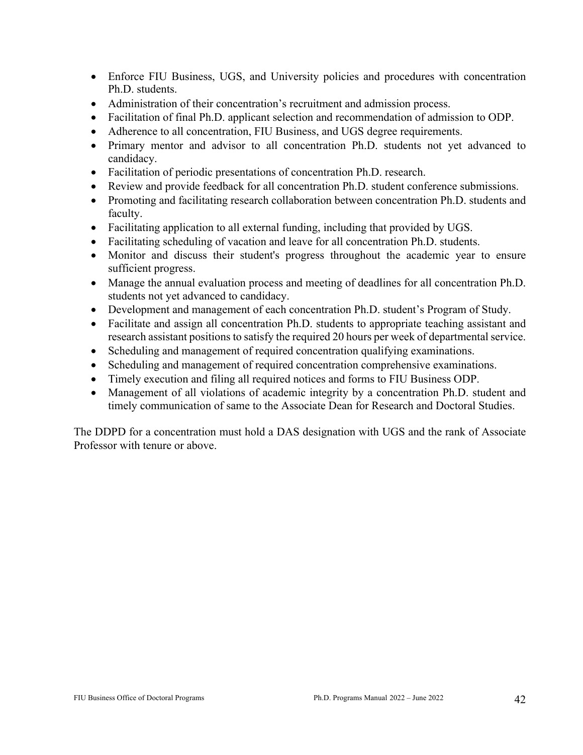- Enforce FIU Business, UGS, and University policies and procedures with concentration Ph.D. students.
- Administration of their concentration's recruitment and admission process.
- Facilitation of final Ph.D. applicant selection and recommendation of admission to ODP.
- Adherence to all concentration, FIU Business, and UGS degree requirements.
- Primary mentor and advisor to all concentration Ph.D. students not yet advanced to candidacy.
- Facilitation of periodic presentations of concentration Ph.D. research.
- Review and provide feedback for all concentration Ph.D. student conference submissions.
- Promoting and facilitating research collaboration between concentration Ph.D. students and faculty.
- Facilitating application to all external funding, including that provided by UGS.
- Facilitating scheduling of vacation and leave for all concentration Ph.D. students.
- Monitor and discuss their student's progress throughout the academic year to ensure sufficient progress.
- Manage the annual evaluation process and meeting of deadlines for all concentration Ph.D. students not yet advanced to candidacy.
- Development and management of each concentration Ph.D. student's Program of Study.
- Facilitate and assign all concentration Ph.D. students to appropriate teaching assistant and research assistant positions to satisfy the required 20 hours per week of departmental service.
- Scheduling and management of required concentration qualifying examinations.
- Scheduling and management of required concentration comprehensive examinations.
- Timely execution and filing all required notices and forms to FIU Business ODP.
- Management of all violations of academic integrity by a concentration Ph.D. student and timely communication of same to the Associate Dean for Research and Doctoral Studies.

The DDPD for a concentration must hold a DAS designation with UGS and the rank of Associate Professor with tenure or above.